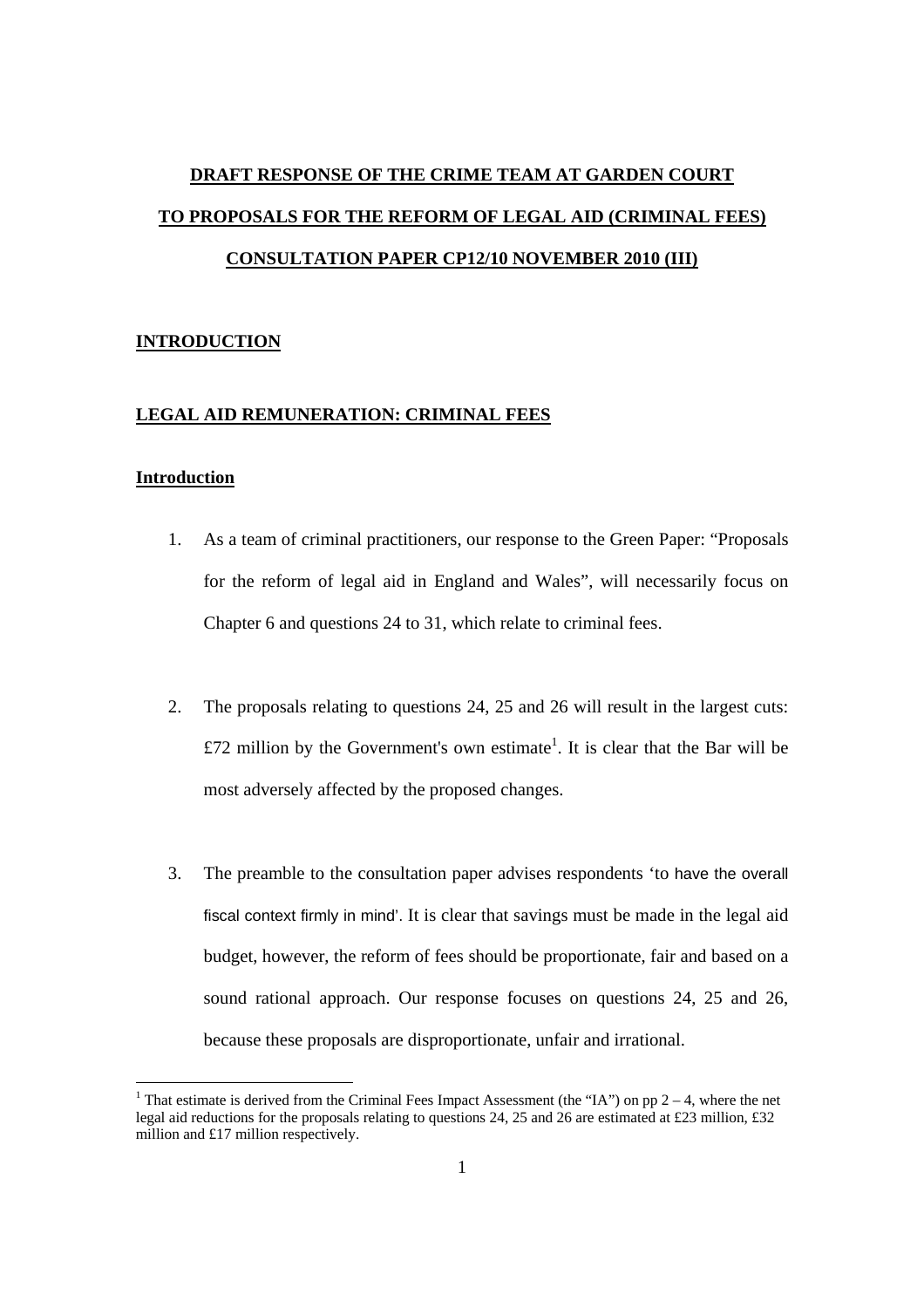# DRAFT RESPONSE OF THE CRIME TEAM AT GARDEN COURT TO PROPOSALS FOR THE REFORM OF LEGAL AID (CRIMINAL FEES) CONSULTATION PAPER CP12/10 NOVEMBER 2010 (III)

## INTRODUCTION

## LEGAL AID REMUNERATION: CRIMINAL FEES

### Introduction

1. As a team of criminal practitioners, our response to the Green Paper: "Proposals for the reform of legal aid in England and Wales", will necessarily focus on Chapter 6 and questions 24 to 31, which relate to criminal fees.

2. The proposals relating to questions 24, 25 and 26 will result in the largest cuts: £72 million by the Government's own estimate[1]. It is clear that the Bar will be most adversely affected by the proposed changes.

3. The preamble to the consultation paper advises respondents 'to have the overall fiscal context firmly in mind'. It is clear that savings must be made in the legal aid budget, however, the reform of fees should be proportionate, fair and based on a sound rational approach. Our response focuses on questions 24, 25 and 26, because these proposals are disproportionate, unfair and irrational.

---

[1] That estimate is derived from the Criminal Fees Impact Assessment (the "IA") on pp 2 – 4, where the net legal aid reductions for the proposals relating to questions 24, 25 and 26 are estimated at £23 million, £32 million and £17 million respectively.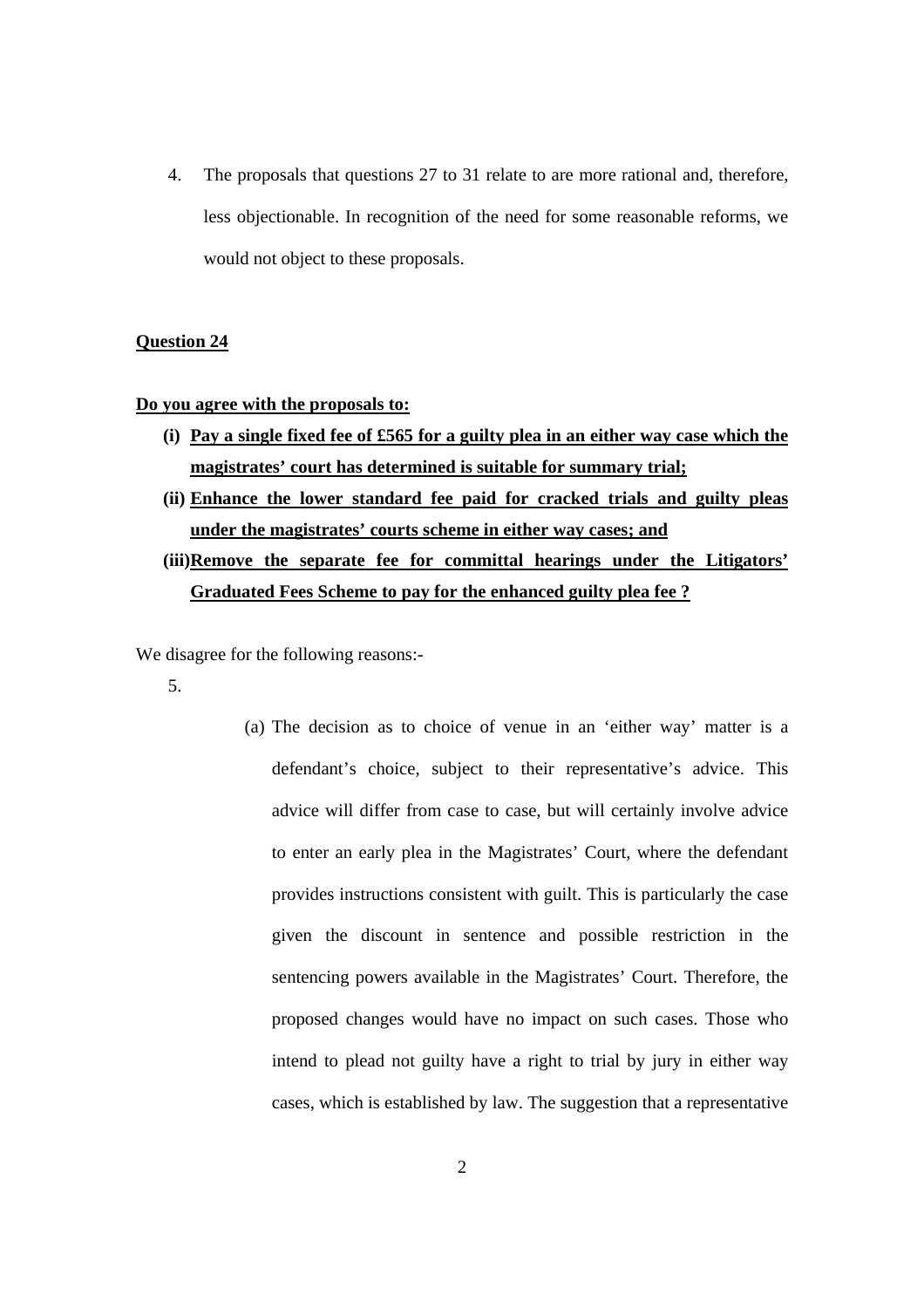4. The proposals that questions 27 to 31 relate to are more rational and, therefore, less objectionable. In recognition of the need for some reasonable reforms, we would not object to these proposals.

**Question 24**

**Do you agree with the proposals to:**

- **(i) Pay a single fixed fee of £565 for a guilty plea in an either way case which the magistrates' court has determined is suitable for summary trial;**
- **(ii) Enhance the lower standard fee paid for cracked trials and guilty pleas under the magistrates' courts scheme in either way cases; and**
- **(iii) Remove the separate fee for committal hearings under the Litigators' Graduated Fees Scheme to pay for the enhanced guilty plea fee ?**

We disagree for the following reasons:-

5.

(a) The decision as to choice of venue in an 'either way' matter is a defendant's choice, subject to their representative's advice. This advice will differ from case to case, but will certainly involve advice to enter an early plea in the Magistrates' Court, where the defendant provides instructions consistent with guilt. This is particularly the case given the discount in sentence and possible restriction in the sentencing powers available in the Magistrates' Court. Therefore, the proposed changes would have no impact on such cases. Those who intend to plead not guilty have a right to trial by jury in either way cases, which is established by law. The suggestion that a representative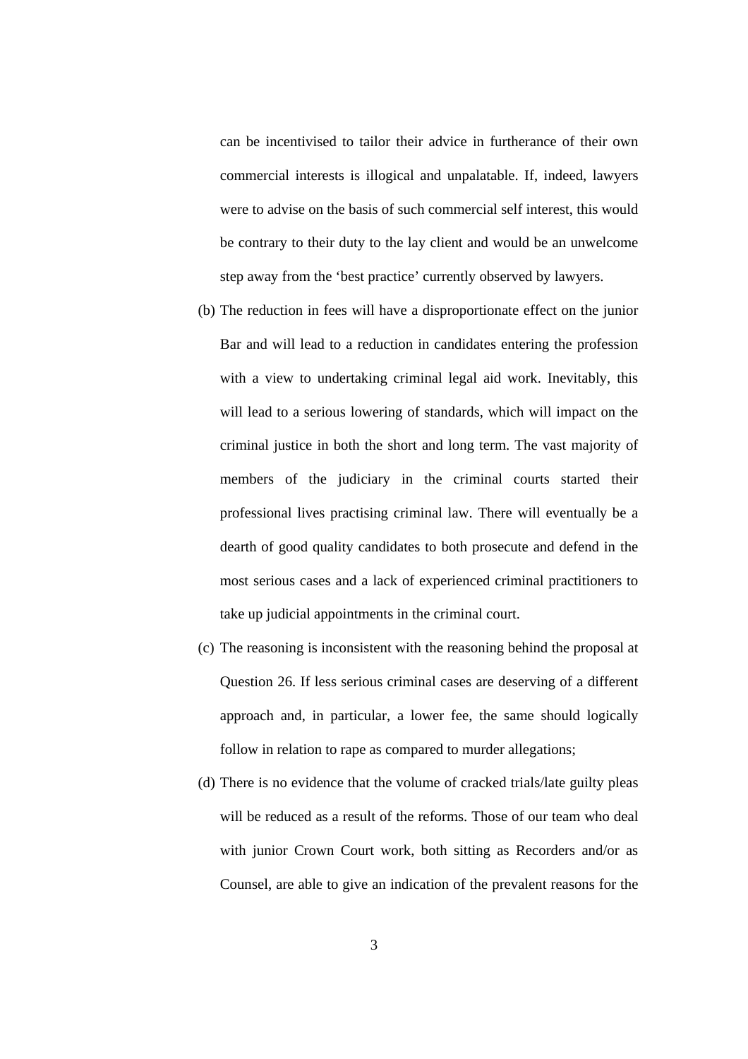can be incentivised to tailor their advice in furtherance of their own commercial interests is illogical and unpalatable. If, indeed, lawyers were to advise on the basis of such commercial self interest, this would be contrary to their duty to the lay client and would be an unwelcome step away from the 'best practice' currently observed by lawyers.

(b) The reduction in fees will have a disproportionate effect on the junior Bar and will lead to a reduction in candidates entering the profession with a view to undertaking criminal legal aid work. Inevitably, this will lead to a serious lowering of standards, which will impact on the criminal justice in both the short and long term. The vast majority of members of the judiciary in the criminal courts started their professional lives practising criminal law. There will eventually be a dearth of good quality candidates to both prosecute and defend in the most serious cases and a lack of experienced criminal practitioners to take up judicial appointments in the criminal court.

(c) The reasoning is inconsistent with the reasoning behind the proposal at Question 26. If less serious criminal cases are deserving of a different approach and, in particular, a lower fee, the same should logically follow in relation to rape as compared to murder allegations;

(d) There is no evidence that the volume of cracked trials/late guilty pleas will be reduced as a result of the reforms. Those of our team who deal with junior Crown Court work, both sitting as Recorders and/or as Counsel, are able to give an indication of the prevalent reasons for the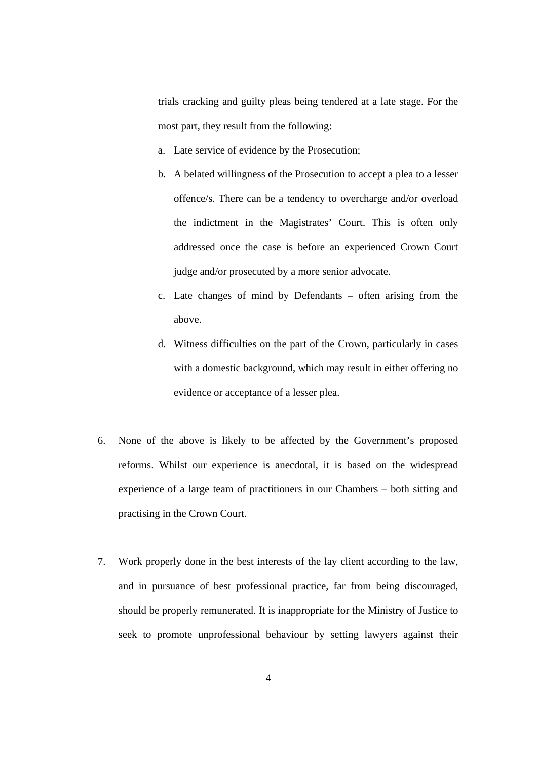trials cracking and guilty pleas being tendered at a late stage. For the most part, they result from the following:

a. Late service of evidence by the Prosecution;

b. A belated willingness of the Prosecution to accept a plea to a lesser offence/s. There can be a tendency to overcharge and/or overload the indictment in the Magistrates' Court. This is often only addressed once the case is before an experienced Crown Court judge and/or prosecuted by a more senior advocate.

c. Late changes of mind by Defendants – often arising from the above.

d. Witness difficulties on the part of the Crown, particularly in cases with a domestic background, which may result in either offering no evidence or acceptance of a lesser plea.

6. None of the above is likely to be affected by the Government's proposed reforms. Whilst our experience is anecdotal, it is based on the widespread experience of a large team of practitioners in our Chambers – both sitting and practising in the Crown Court.

7. Work properly done in the best interests of the lay client according to the law, and in pursuance of best professional practice, far from being discouraged, should be properly remunerated. It is inappropriate for the Ministry of Justice to seek to promote unprofessional behaviour by setting lawyers against their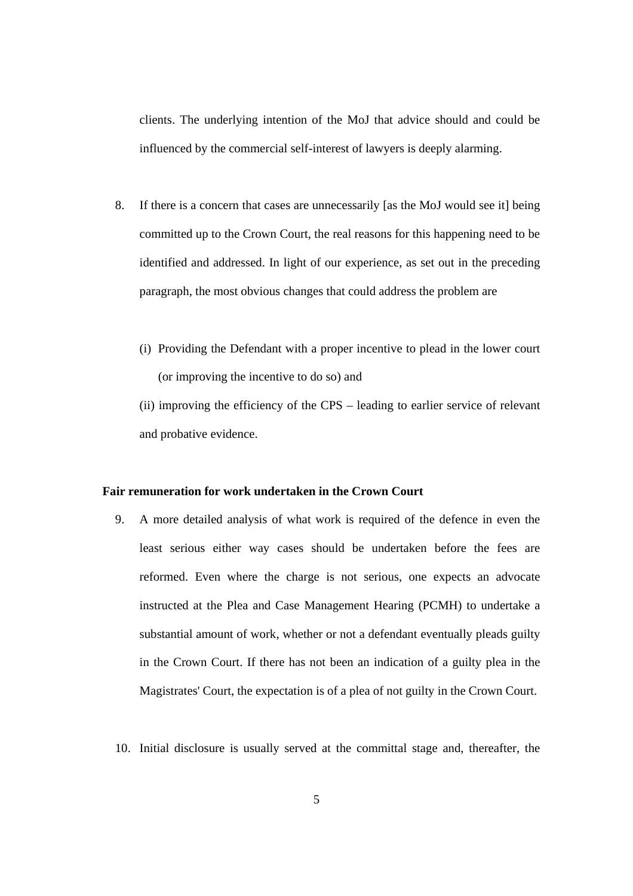clients. The underlying intention of the MoJ that advice should and could be influenced by the commercial self-interest of lawyers is deeply alarming.

8. If there is a concern that cases are unnecessarily [as the MoJ would see it] being committed up to the Crown Court, the real reasons for this happening need to be identified and addressed. In light of our experience, as set out in the preceding paragraph, the most obvious changes that could address the problem are

   (i) Providing the Defendant with a proper incentive to plead in the lower court (or improving the incentive to do so) and

   (ii) improving the efficiency of the CPS – leading to earlier service of relevant and probative evidence.

**Fair remuneration for work undertaken in the Crown Court**

9. A more detailed analysis of what work is required of the defence in even the least serious either way cases should be undertaken before the fees are reformed. Even where the charge is not serious, one expects an advocate instructed at the Plea and Case Management Hearing (PCMH) to undertake a substantial amount of work, whether or not a defendant eventually pleads guilty in the Crown Court. If there has not been an indication of a guilty plea in the Magistrates' Court, the expectation is of a plea of not guilty in the Crown Court.

10. Initial disclosure is usually served at the committal stage and, thereafter, the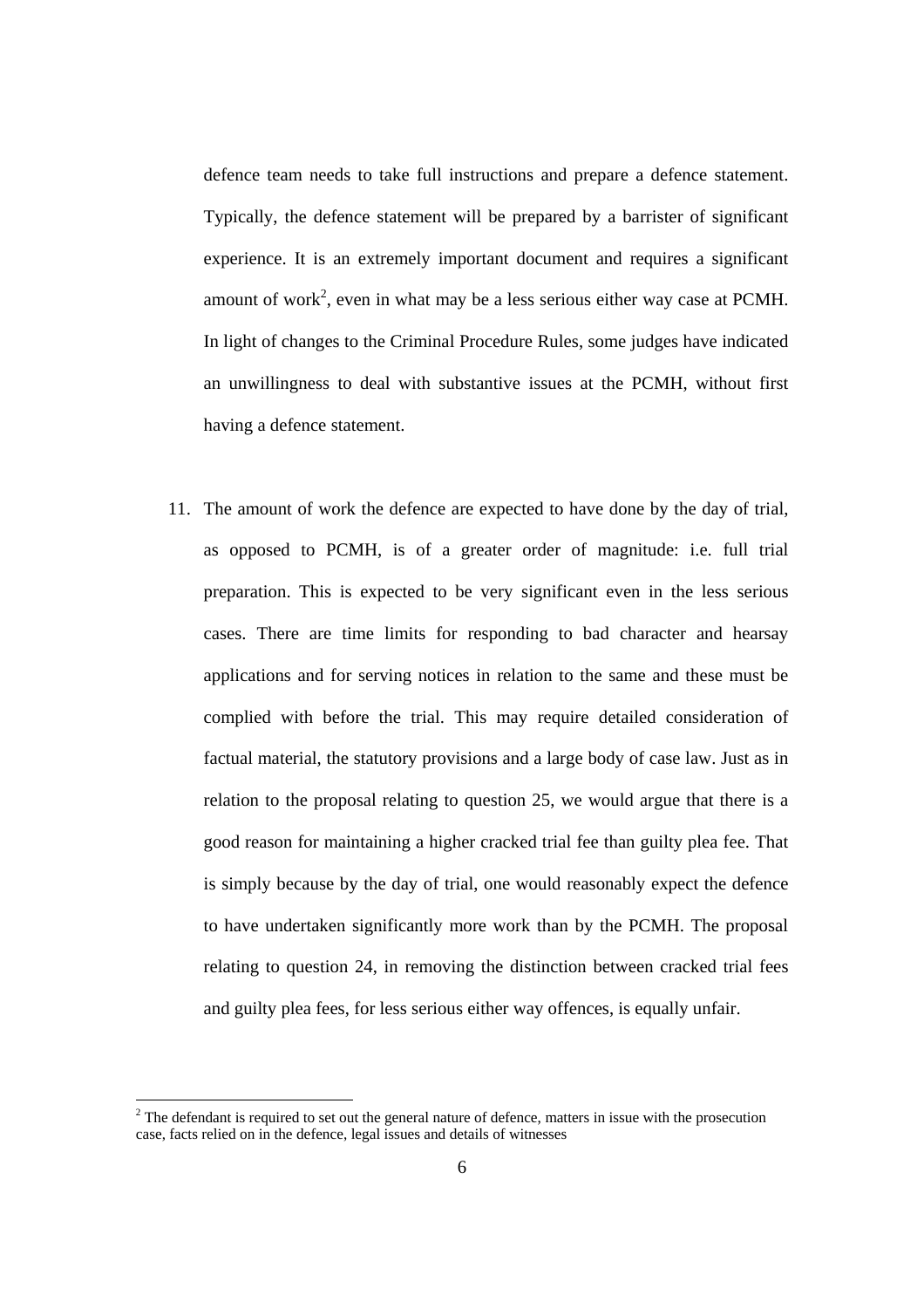defence team needs to take full instructions and prepare a defence statement. Typically, the defence statement will be prepared by a barrister of significant experience. It is an extremely important document and requires a significant amount of work[2], even in what may be a less serious either way case at PCMH. In light of changes to the Criminal Procedure Rules, some judges have indicated an unwillingness to deal with substantive issues at the PCMH, without first having a defence statement.

11. The amount of work the defence are expected to have done by the day of trial, as opposed to PCMH, is of a greater order of magnitude: i.e. full trial preparation. This is expected to be very significant even in the less serious cases. There are time limits for responding to bad character and hearsay applications and for serving notices in relation to the same and these must be complied with before the trial. This may require detailed consideration of factual material, the statutory provisions and a large body of case law. Just as in relation to the proposal relating to question 25, we would argue that there is a good reason for maintaining a higher cracked trial fee than guilty plea fee. That is simply because by the day of trial, one would reasonably expect the defence to have undertaken significantly more work than by the PCMH. The proposal relating to question 24, in removing the distinction between cracked trial fees and guilty plea fees, for less serious either way offences, is equally unfair.

[2] The defendant is required to set out the general nature of defence, matters in issue with the prosecution case, facts relied on in the defence, legal issues and details of witnesses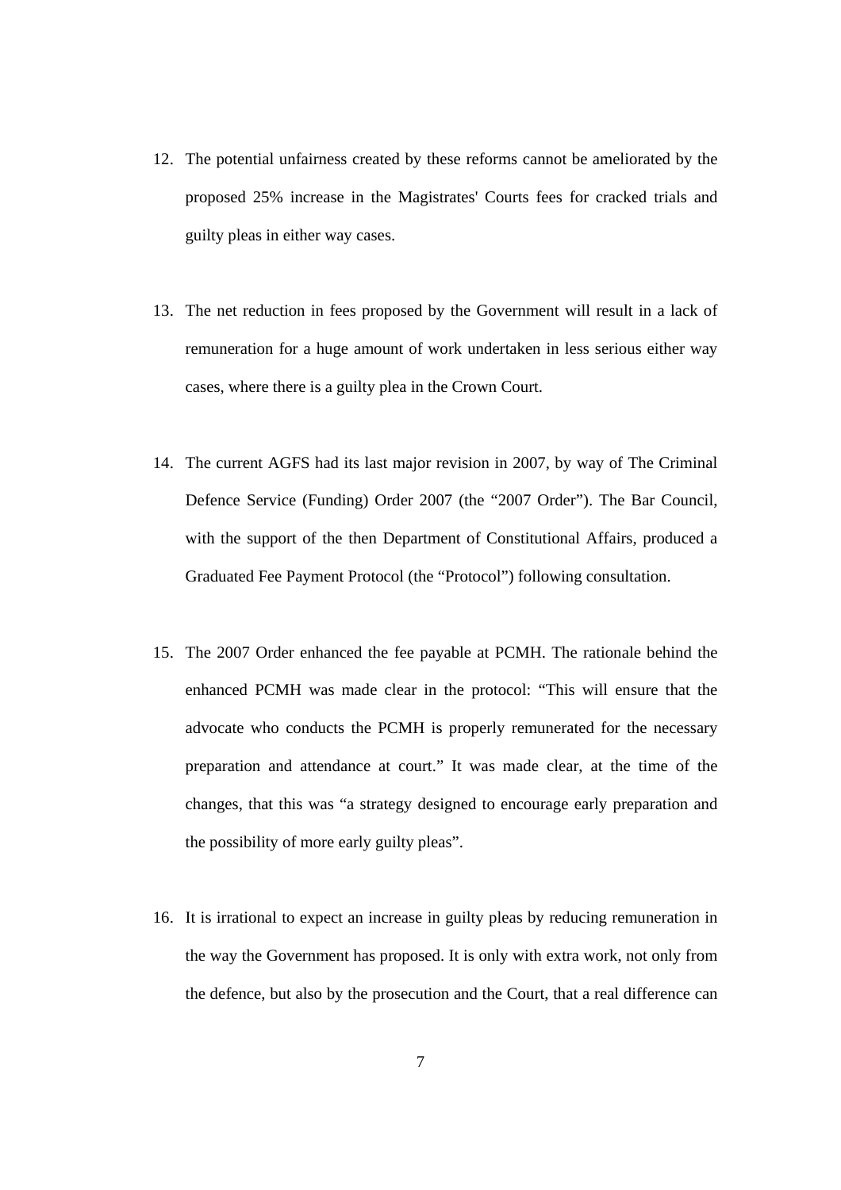12. The potential unfairness created by these reforms cannot be ameliorated by the proposed 25% increase in the Magistrates' Courts fees for cracked trials and guilty pleas in either way cases.

13. The net reduction in fees proposed by the Government will result in a lack of remuneration for a huge amount of work undertaken in less serious either way cases, where there is a guilty plea in the Crown Court.

14. The current AGFS had its last major revision in 2007, by way of The Criminal Defence Service (Funding) Order 2007 (the "2007 Order"). The Bar Council, with the support of the then Department of Constitutional Affairs, produced a Graduated Fee Payment Protocol (the "Protocol") following consultation.

15. The 2007 Order enhanced the fee payable at PCMH. The rationale behind the enhanced PCMH was made clear in the protocol: "This will ensure that the advocate who conducts the PCMH is properly remunerated for the necessary preparation and attendance at court." It was made clear, at the time of the changes, that this was "a strategy designed to encourage early preparation and the possibility of more early guilty pleas".

16. It is irrational to expect an increase in guilty pleas by reducing remuneration in the way the Government has proposed. It is only with extra work, not only from the defence, but also by the prosecution and the Court, that a real difference can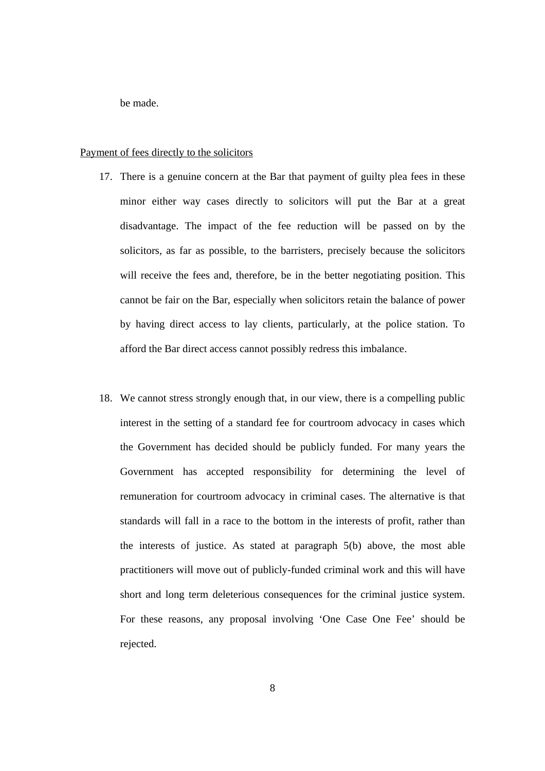be made.

Payment of fees directly to the solicitors

17. There is a genuine concern at the Bar that payment of guilty plea fees in these minor either way cases directly to solicitors will put the Bar at a great disadvantage. The impact of the fee reduction will be passed on by the solicitors, as far as possible, to the barristers, precisely because the solicitors will receive the fees and, therefore, be in the better negotiating position. This cannot be fair on the Bar, especially when solicitors retain the balance of power by having direct access to lay clients, particularly, at the police station. To afford the Bar direct access cannot possibly redress this imbalance.

18. We cannot stress strongly enough that, in our view, there is a compelling public interest in the setting of a standard fee for courtroom advocacy in cases which the Government has decided should be publicly funded. For many years the Government has accepted responsibility for determining the level of remuneration for courtroom advocacy in criminal cases. The alternative is that standards will fall in a race to the bottom in the interests of profit, rather than the interests of justice. As stated at paragraph 5(b) above, the most able practitioners will move out of publicly-funded criminal work and this will have short and long term deleterious consequences for the criminal justice system. For these reasons, any proposal involving 'One Case One Fee' should be rejected.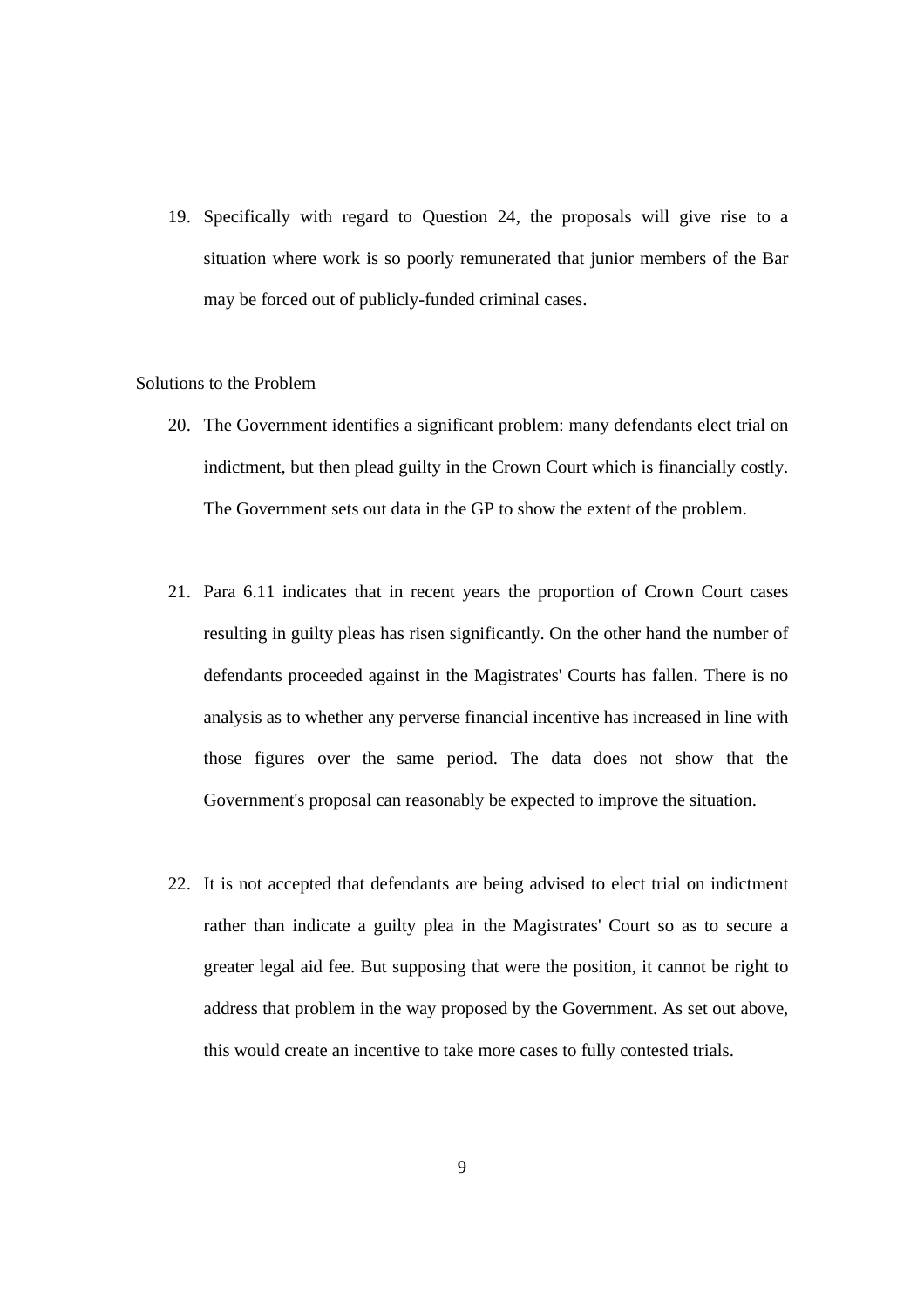19. Specifically with regard to Question 24, the proposals will give rise to a situation where work is so poorly remunerated that junior members of the Bar may be forced out of publicly-funded criminal cases.

<u>Solutions to the Problem</u>

20. The Government identifies a significant problem: many defendants elect trial on indictment, but then plead guilty in the Crown Court which is financially costly. The Government sets out data in the GP to show the extent of the problem.

21. Para 6.11 indicates that in recent years the proportion of Crown Court cases resulting in guilty pleas has risen significantly. On the other hand the number of defendants proceeded against in the Magistrates' Courts has fallen. There is no analysis as to whether any perverse financial incentive has increased in line with those figures over the same period. The data does not show that the Government's proposal can reasonably be expected to improve the situation.

22. It is not accepted that defendants are being advised to elect trial on indictment rather than indicate a guilty plea in the Magistrates' Court so as to secure a greater legal aid fee. But supposing that were the position, it cannot be right to address that problem in the way proposed by the Government. As set out above, this would create an incentive to take more cases to fully contested trials.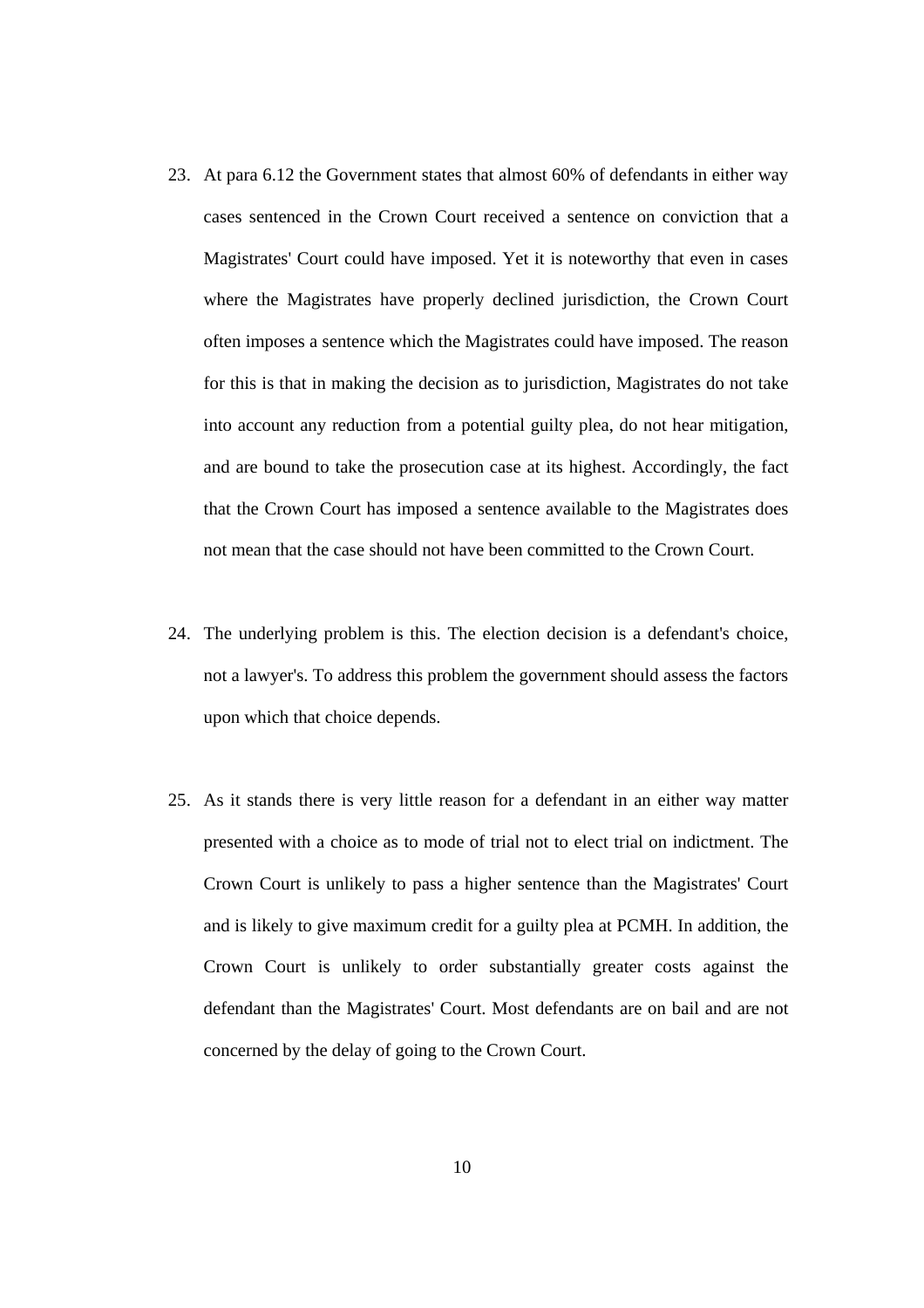23. At para 6.12 the Government states that almost 60% of defendants in either way cases sentenced in the Crown Court received a sentence on conviction that a Magistrates' Court could have imposed. Yet it is noteworthy that even in cases where the Magistrates have properly declined jurisdiction, the Crown Court often imposes a sentence which the Magistrates could have imposed. The reason for this is that in making the decision as to jurisdiction, Magistrates do not take into account any reduction from a potential guilty plea, do not hear mitigation, and are bound to take the prosecution case at its highest. Accordingly, the fact that the Crown Court has imposed a sentence available to the Magistrates does not mean that the case should not have been committed to the Crown Court.

24. The underlying problem is this. The election decision is a defendant's choice, not a lawyer's. To address this problem the government should assess the factors upon which that choice depends.

25. As it stands there is very little reason for a defendant in an either way matter presented with a choice as to mode of trial not to elect trial on indictment. The Crown Court is unlikely to pass a higher sentence than the Magistrates' Court and is likely to give maximum credit for a guilty plea at PCMH. In addition, the Crown Court is unlikely to order substantially greater costs against the defendant than the Magistrates' Court. Most defendants are on bail and are not concerned by the delay of going to the Crown Court.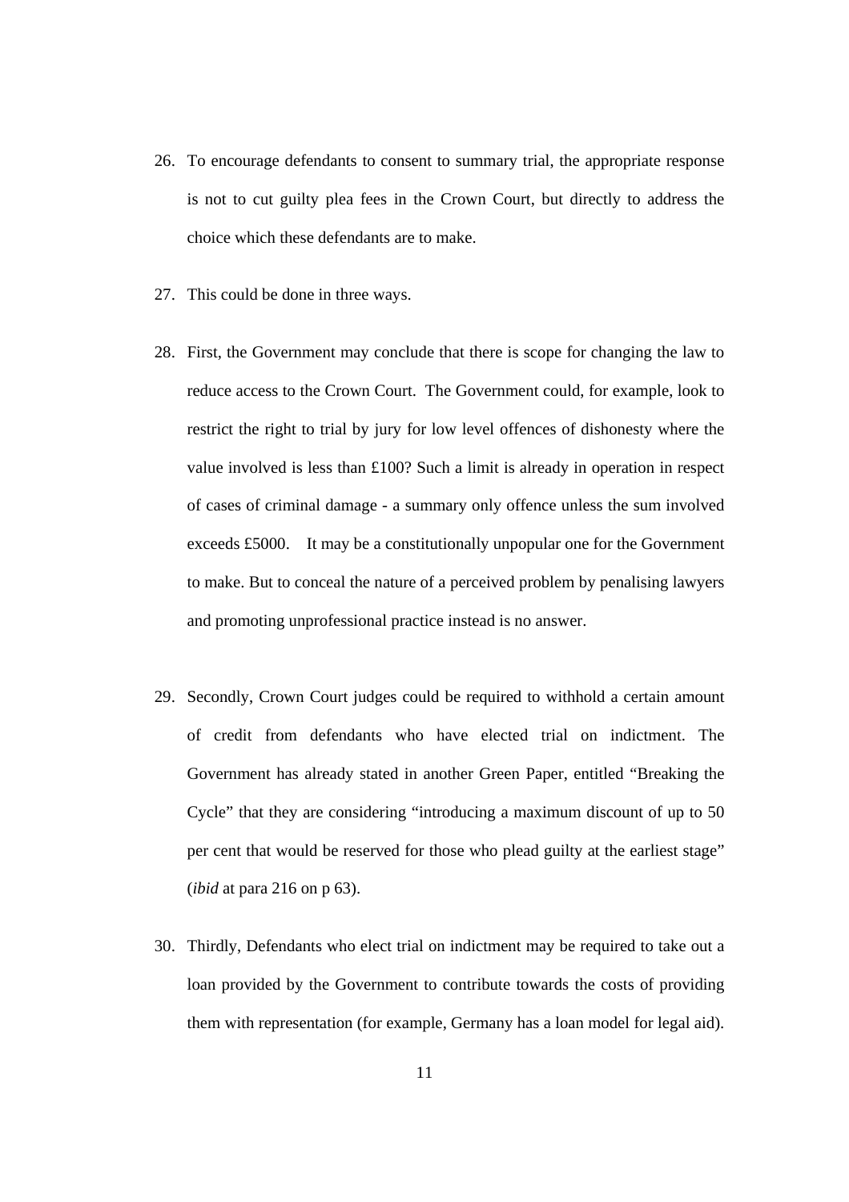26. To encourage defendants to consent to summary trial, the appropriate response is not to cut guilty plea fees in the Crown Court, but directly to address the choice which these defendants are to make.

27. This could be done in three ways.

28. First, the Government may conclude that there is scope for changing the law to reduce access to the Crown Court. The Government could, for example, look to restrict the right to trial by jury for low level offences of dishonesty where the value involved is less than £100? Such a limit is already in operation in respect of cases of criminal damage - a summary only offence unless the sum involved exceeds £5000. It may be a constitutionally unpopular one for the Government to make. But to conceal the nature of a perceived problem by penalising lawyers and promoting unprofessional practice instead is no answer.

29. Secondly, Crown Court judges could be required to withhold a certain amount of credit from defendants who have elected trial on indictment. The Government has already stated in another Green Paper, entitled "Breaking the Cycle" that they are considering "introducing a maximum discount of up to 50 per cent that would be reserved for those who plead guilty at the earliest stage" (*ibid* at para 216 on p 63).

30. Thirdly, Defendants who elect trial on indictment may be required to take out a loan provided by the Government to contribute towards the costs of providing them with representation (for example, Germany has a loan model for legal aid).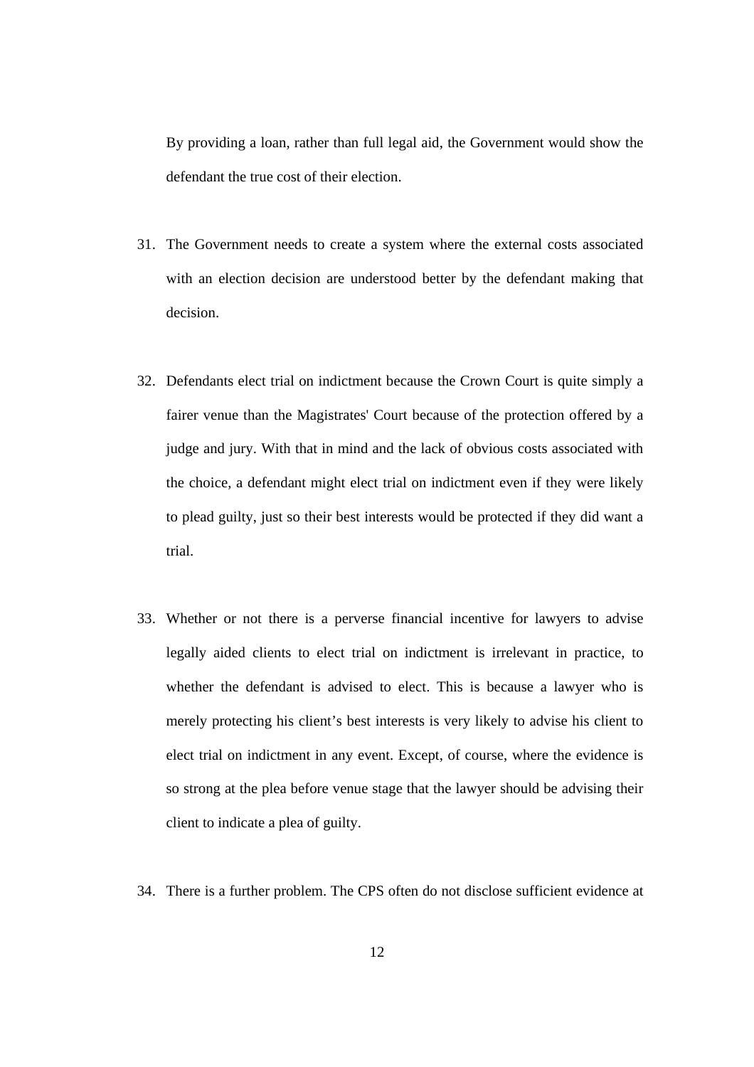By providing a loan, rather than full legal aid, the Government would show the defendant the true cost of their election.

31. The Government needs to create a system where the external costs associated with an election decision are understood better by the defendant making that decision.

32. Defendants elect trial on indictment because the Crown Court is quite simply a fairer venue than the Magistrates' Court because of the protection offered by a judge and jury. With that in mind and the lack of obvious costs associated with the choice, a defendant might elect trial on indictment even if they were likely to plead guilty, just so their best interests would be protected if they did want a trial.

33. Whether or not there is a perverse financial incentive for lawyers to advise legally aided clients to elect trial on indictment is irrelevant in practice, to whether the defendant is advised to elect. This is because a lawyer who is merely protecting his client's best interests is very likely to advise his client to elect trial on indictment in any event. Except, of course, where the evidence is so strong at the plea before venue stage that the lawyer should be advising their client to indicate a plea of guilty.

34. There is a further problem. The CPS often do not disclose sufficient evidence at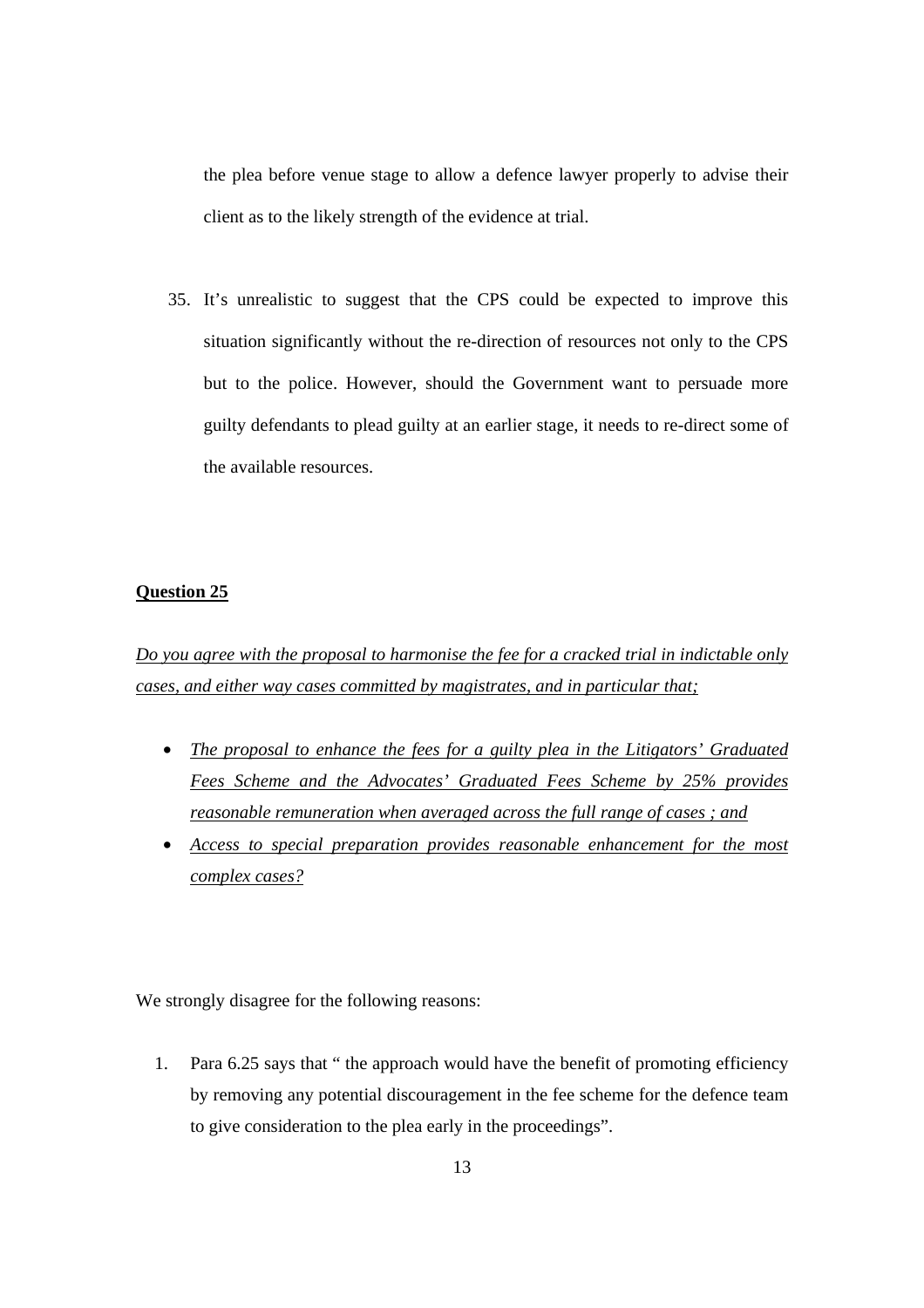the plea before venue stage to allow a defence lawyer properly to advise their client as to the likely strength of the evidence at trial.

35. It's unrealistic to suggest that the CPS could be expected to improve this situation significantly without the re-direction of resources not only to the CPS but to the police. However, should the Government want to persuade more guilty defendants to plead guilty at an earlier stage, it needs to re-direct some of the available resources.

**Question 25**

*Do you agree with the proposal to harmonise the fee for a cracked trial in indictable only cases, and either way cases committed by magistrates, and in particular that;*

- *The proposal to enhance the fees for a guilty plea in the Litigators' Graduated Fees Scheme and the Advocates' Graduated Fees Scheme by 25% provides reasonable remuneration when averaged across the full range of cases ; and*
- *Access to special preparation provides reasonable enhancement for the most complex cases?*

We strongly disagree for the following reasons:

1. Para 6.25 says that " the approach would have the benefit of promoting efficiency by removing any potential discouragement in the fee scheme for the defence team to give consideration to the plea early in the proceedings".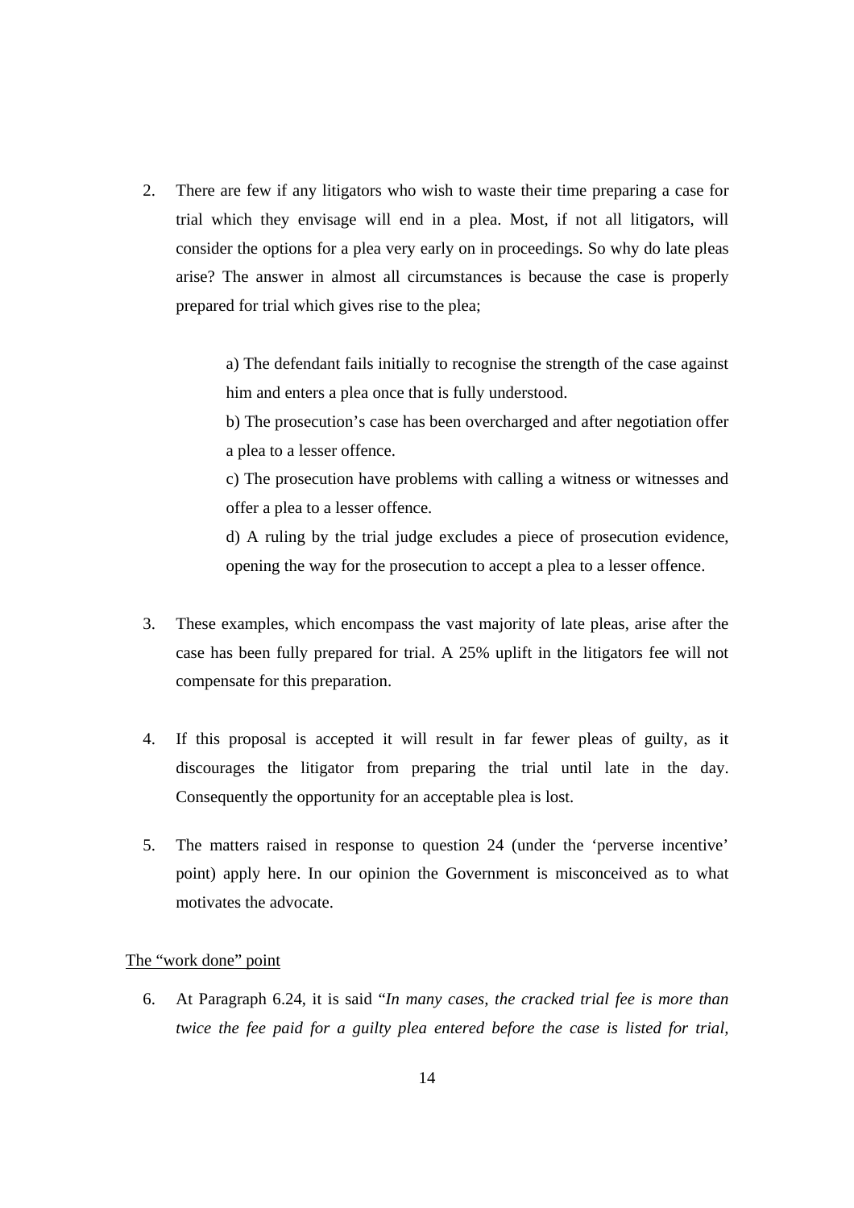2. There are few if any litigators who wish to waste their time preparing a case for trial which they envisage will end in a plea. Most, if not all litigators, will consider the options for a plea very early on in proceedings. So why do late pleas arise? The answer in almost all circumstances is because the case is properly prepared for trial which gives rise to the plea;

   a) The defendant fails initially to recognise the strength of the case against him and enters a plea once that is fully understood.

   b) The prosecution's case has been overcharged and after negotiation offer a plea to a lesser offence.

   c) The prosecution have problems with calling a witness or witnesses and offer a plea to a lesser offence.

   d) A ruling by the trial judge excludes a piece of prosecution evidence, opening the way for the prosecution to accept a plea to a lesser offence.

3. These examples, which encompass the vast majority of late pleas, arise after the case has been fully prepared for trial. A 25% uplift in the litigators fee will not compensate for this preparation.

4. If this proposal is accepted it will result in far fewer pleas of guilty, as it discourages the litigator from preparing the trial until late in the day. Consequently the opportunity for an acceptable plea is lost.

5. The matters raised in response to question 24 (under the 'perverse incentive' point) apply here. In our opinion the Government is misconceived as to what motivates the advocate.

<u>The "work done" point</u>

6. At Paragraph 6.24, it is said "*In many cases, the cracked trial fee is more than twice the fee paid for a guilty plea entered before the case is listed for trial,*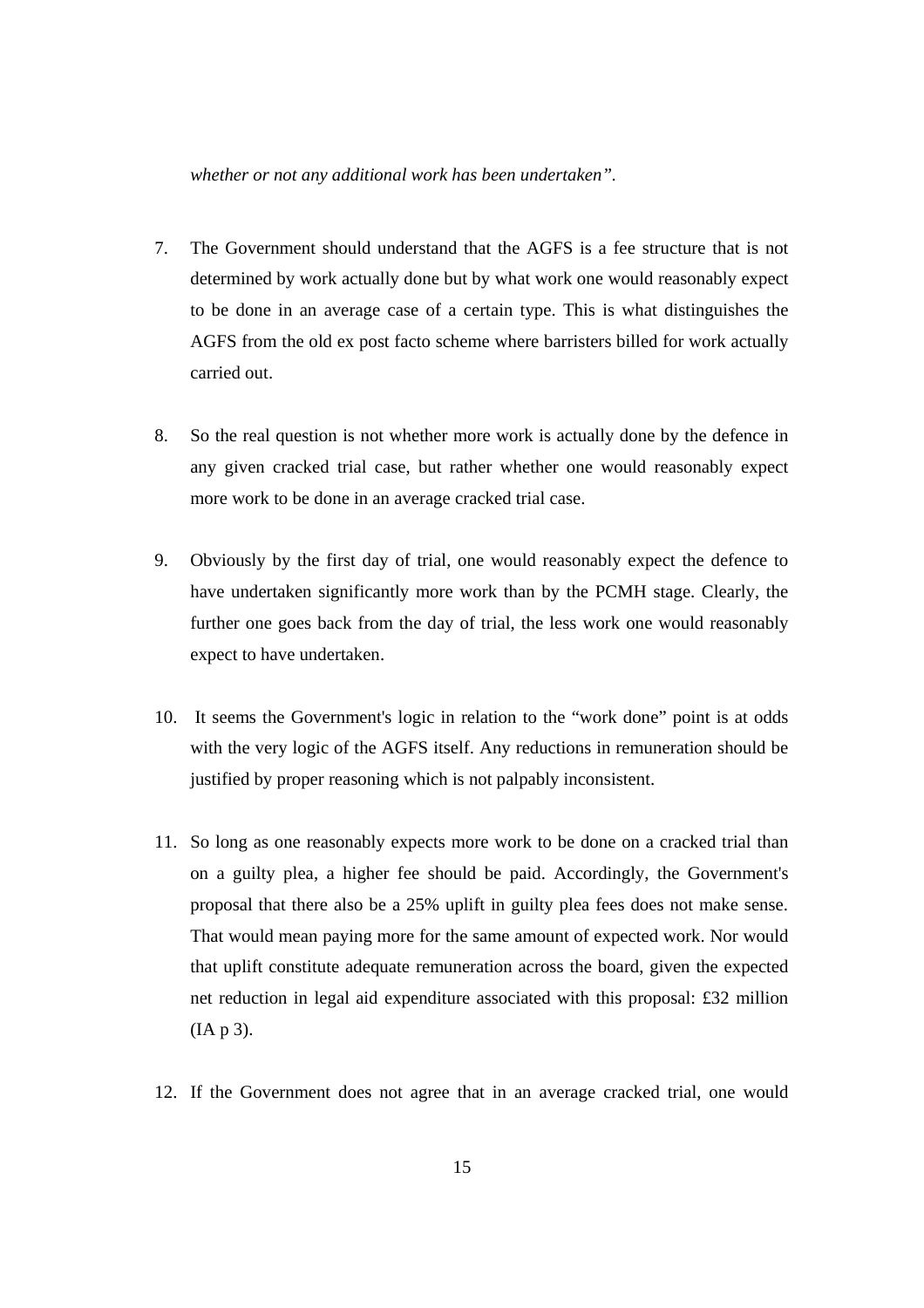*whether or not any additional work has been undertaken".*

7. The Government should understand that the AGFS is a fee structure that is not determined by work actually done but by what work one would reasonably expect to be done in an average case of a certain type. This is what distinguishes the AGFS from the old ex post facto scheme where barristers billed for work actually carried out.

8. So the real question is not whether more work is actually done by the defence in any given cracked trial case, but rather whether one would reasonably expect more work to be done in an average cracked trial case.

9. Obviously by the first day of trial, one would reasonably expect the defence to have undertaken significantly more work than by the PCMH stage. Clearly, the further one goes back from the day of trial, the less work one would reasonably expect to have undertaken.

10. It seems the Government's logic in relation to the "work done" point is at odds with the very logic of the AGFS itself. Any reductions in remuneration should be justified by proper reasoning which is not palpably inconsistent.

11. So long as one reasonably expects more work to be done on a cracked trial than on a guilty plea, a higher fee should be paid. Accordingly, the Government's proposal that there also be a 25% uplift in guilty plea fees does not make sense. That would mean paying more for the same amount of expected work. Nor would that uplift constitute adequate remuneration across the board, given the expected net reduction in legal aid expenditure associated with this proposal: £32 million (IA p 3).

12. If the Government does not agree that in an average cracked trial, one would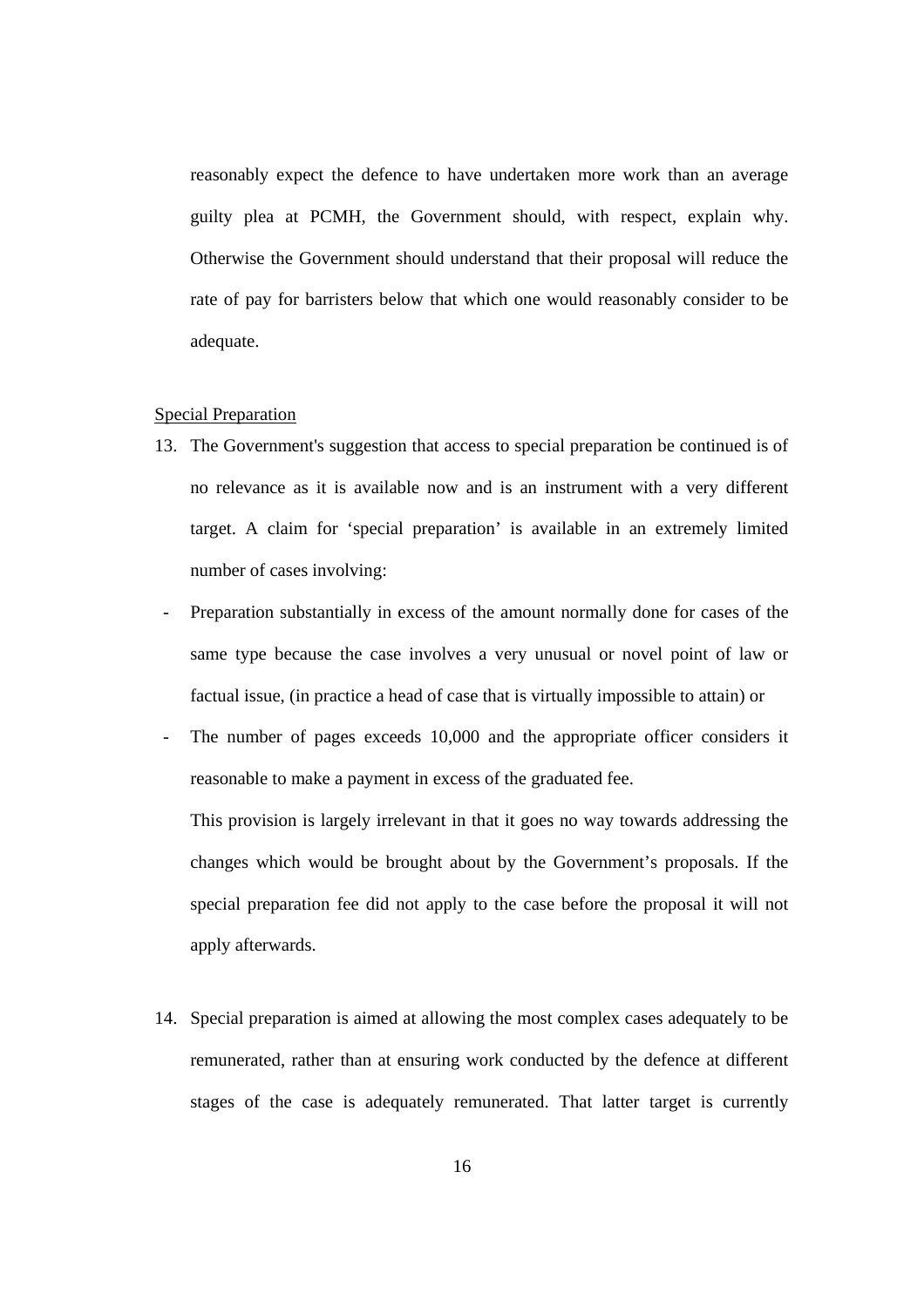reasonably expect the defence to have undertaken more work than an average guilty plea at PCMH, the Government should, with respect, explain why. Otherwise the Government should understand that their proposal will reduce the rate of pay for barristers below that which one would reasonably consider to be adequate.

Special Preparation

13. The Government's suggestion that access to special preparation be continued is of no relevance as it is available now and is an instrument with a very different target. A claim for 'special preparation' is available in an extremely limited number of cases involving:

- Preparation substantially in excess of the amount normally done for cases of the same type because the case involves a very unusual or novel point of law or factual issue, (in practice a head of case that is virtually impossible to attain) or
- The number of pages exceeds 10,000 and the appropriate officer considers it reasonable to make a payment in excess of the graduated fee.

This provision is largely irrelevant in that it goes no way towards addressing the changes which would be brought about by the Government's proposals. If the special preparation fee did not apply to the case before the proposal it will not apply afterwards.

14. Special preparation is aimed at allowing the most complex cases adequately to be remunerated, rather than at ensuring work conducted by the defence at different stages of the case is adequately remunerated. That latter target is currently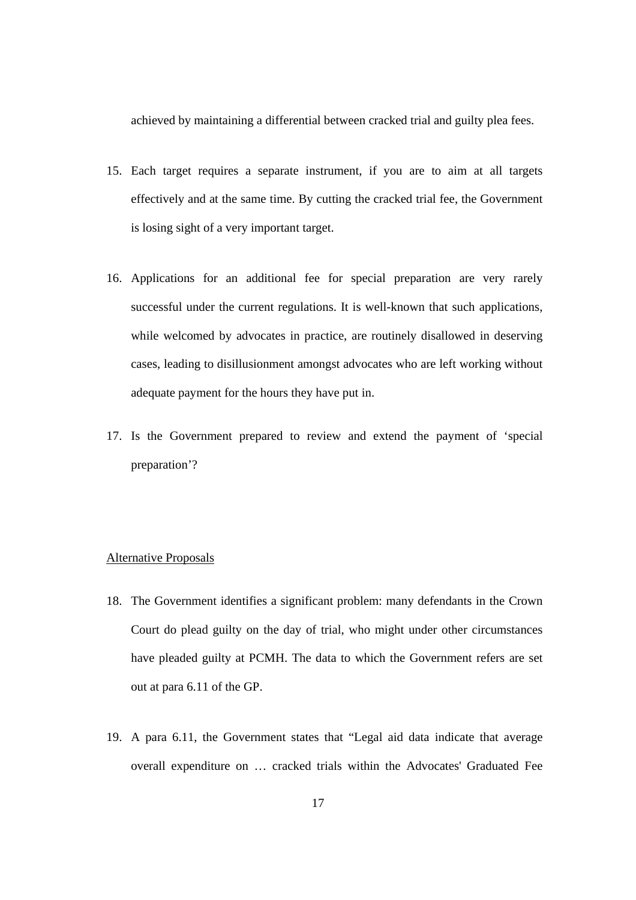achieved by maintaining a differential between cracked trial and guilty plea fees.

15. Each target requires a separate instrument, if you are to aim at all targets effectively and at the same time. By cutting the cracked trial fee, the Government is losing sight of a very important target.

16. Applications for an additional fee for special preparation are very rarely successful under the current regulations. It is well-known that such applications, while welcomed by advocates in practice, are routinely disallowed in deserving cases, leading to disillusionment amongst advocates who are left working without adequate payment for the hours they have put in.

17. Is the Government prepared to review and extend the payment of 'special preparation'?

## Alternative Proposals

18. The Government identifies a significant problem: many defendants in the Crown Court do plead guilty on the day of trial, who might under other circumstances have pleaded guilty at PCMH. The data to which the Government refers are set out at para 6.11 of the GP.

19. A para 6.11, the Government states that "Legal aid data indicate that average overall expenditure on … cracked trials within the Advocates' Graduated Fee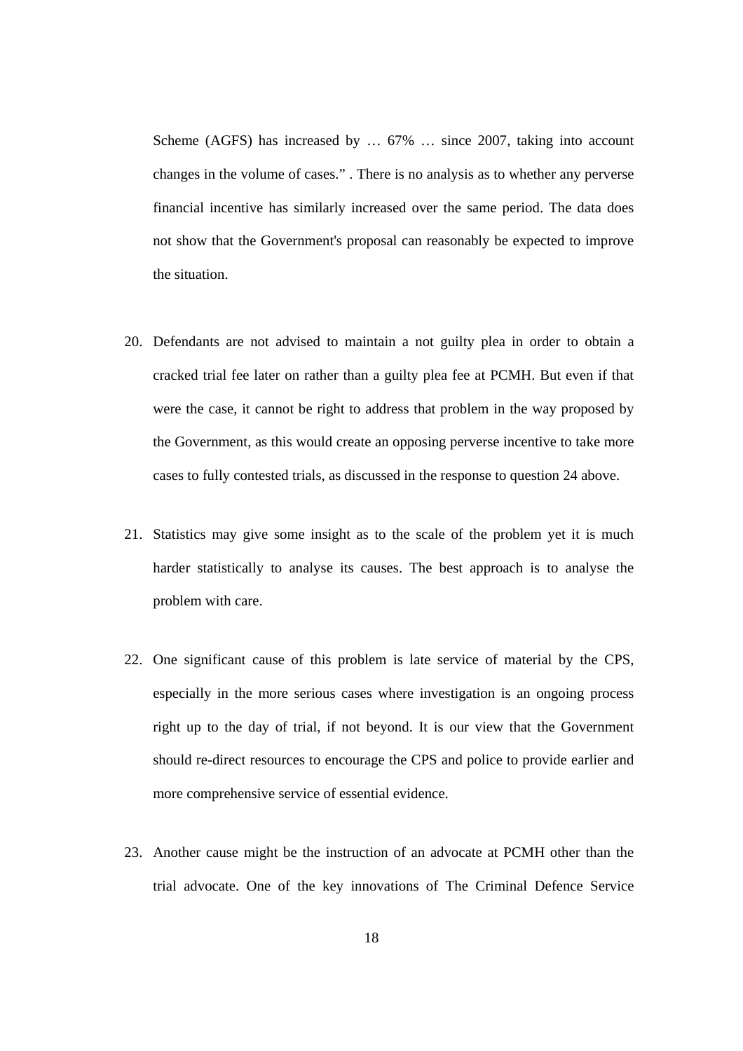Scheme (AGFS) has increased by … 67% … since 2007, taking into account changes in the volume of cases." . There is no analysis as to whether any perverse financial incentive has similarly increased over the same period. The data does not show that the Government's proposal can reasonably be expected to improve the situation.

20. Defendants are not advised to maintain a not guilty plea in order to obtain a cracked trial fee later on rather than a guilty plea fee at PCMH. But even if that were the case, it cannot be right to address that problem in the way proposed by the Government, as this would create an opposing perverse incentive to take more cases to fully contested trials, as discussed in the response to question 24 above.

21. Statistics may give some insight as to the scale of the problem yet it is much harder statistically to analyse its causes. The best approach is to analyse the problem with care.

22. One significant cause of this problem is late service of material by the CPS, especially in the more serious cases where investigation is an ongoing process right up to the day of trial, if not beyond. It is our view that the Government should re-direct resources to encourage the CPS and police to provide earlier and more comprehensive service of essential evidence.

23. Another cause might be the instruction of an advocate at PCMH other than the trial advocate. One of the key innovations of The Criminal Defence Service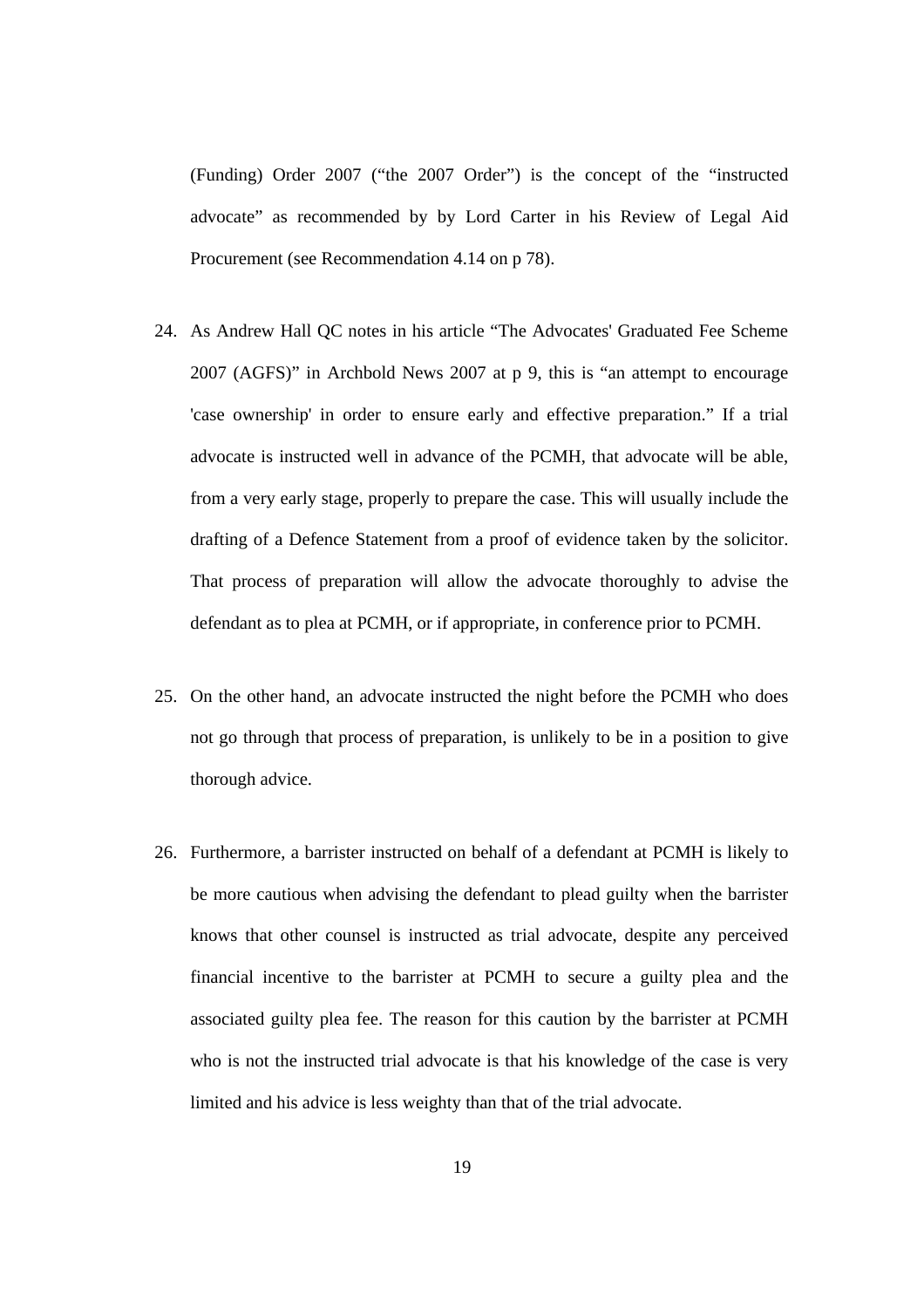(Funding) Order 2007 ("the 2007 Order") is the concept of the "instructed advocate" as recommended by by Lord Carter in his Review of Legal Aid Procurement (see Recommendation 4.14 on p 78).

24. As Andrew Hall QC notes in his article "The Advocates' Graduated Fee Scheme 2007 (AGFS)" in Archbold News 2007 at p 9, this is "an attempt to encourage 'case ownership' in order to ensure early and effective preparation." If a trial advocate is instructed well in advance of the PCMH, that advocate will be able, from a very early stage, properly to prepare the case. This will usually include the drafting of a Defence Statement from a proof of evidence taken by the solicitor. That process of preparation will allow the advocate thoroughly to advise the defendant as to plea at PCMH, or if appropriate, in conference prior to PCMH.

25. On the other hand, an advocate instructed the night before the PCMH who does not go through that process of preparation, is unlikely to be in a position to give thorough advice.

26. Furthermore, a barrister instructed on behalf of a defendant at PCMH is likely to be more cautious when advising the defendant to plead guilty when the barrister knows that other counsel is instructed as trial advocate, despite any perceived financial incentive to the barrister at PCMH to secure a guilty plea and the associated guilty plea fee. The reason for this caution by the barrister at PCMH who is not the instructed trial advocate is that his knowledge of the case is very limited and his advice is less weighty than that of the trial advocate.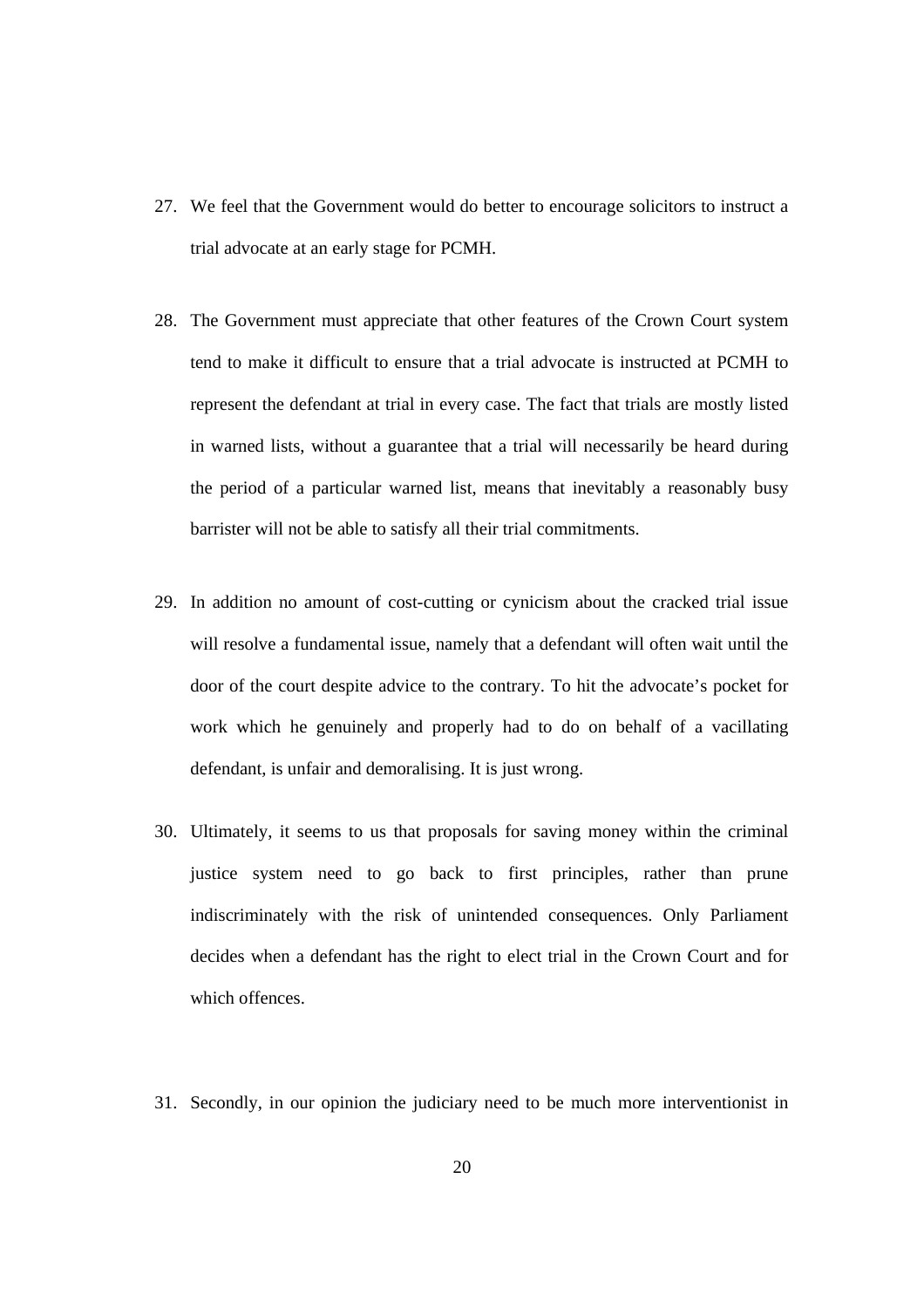27. We feel that the Government would do better to encourage solicitors to instruct a trial advocate at an early stage for PCMH.

28. The Government must appreciate that other features of the Crown Court system tend to make it difficult to ensure that a trial advocate is instructed at PCMH to represent the defendant at trial in every case. The fact that trials are mostly listed in warned lists, without a guarantee that a trial will necessarily be heard during the period of a particular warned list, means that inevitably a reasonably busy barrister will not be able to satisfy all their trial commitments.

29. In addition no amount of cost-cutting or cynicism about the cracked trial issue will resolve a fundamental issue, namely that a defendant will often wait until the door of the court despite advice to the contrary. To hit the advocate's pocket for work which he genuinely and properly had to do on behalf of a vacillating defendant, is unfair and demoralising. It is just wrong.

30. Ultimately, it seems to us that proposals for saving money within the criminal justice system need to go back to first principles, rather than prune indiscriminately with the risk of unintended consequences. Only Parliament decides when a defendant has the right to elect trial in the Crown Court and for which offences.

31. Secondly, in our opinion the judiciary need to be much more interventionist in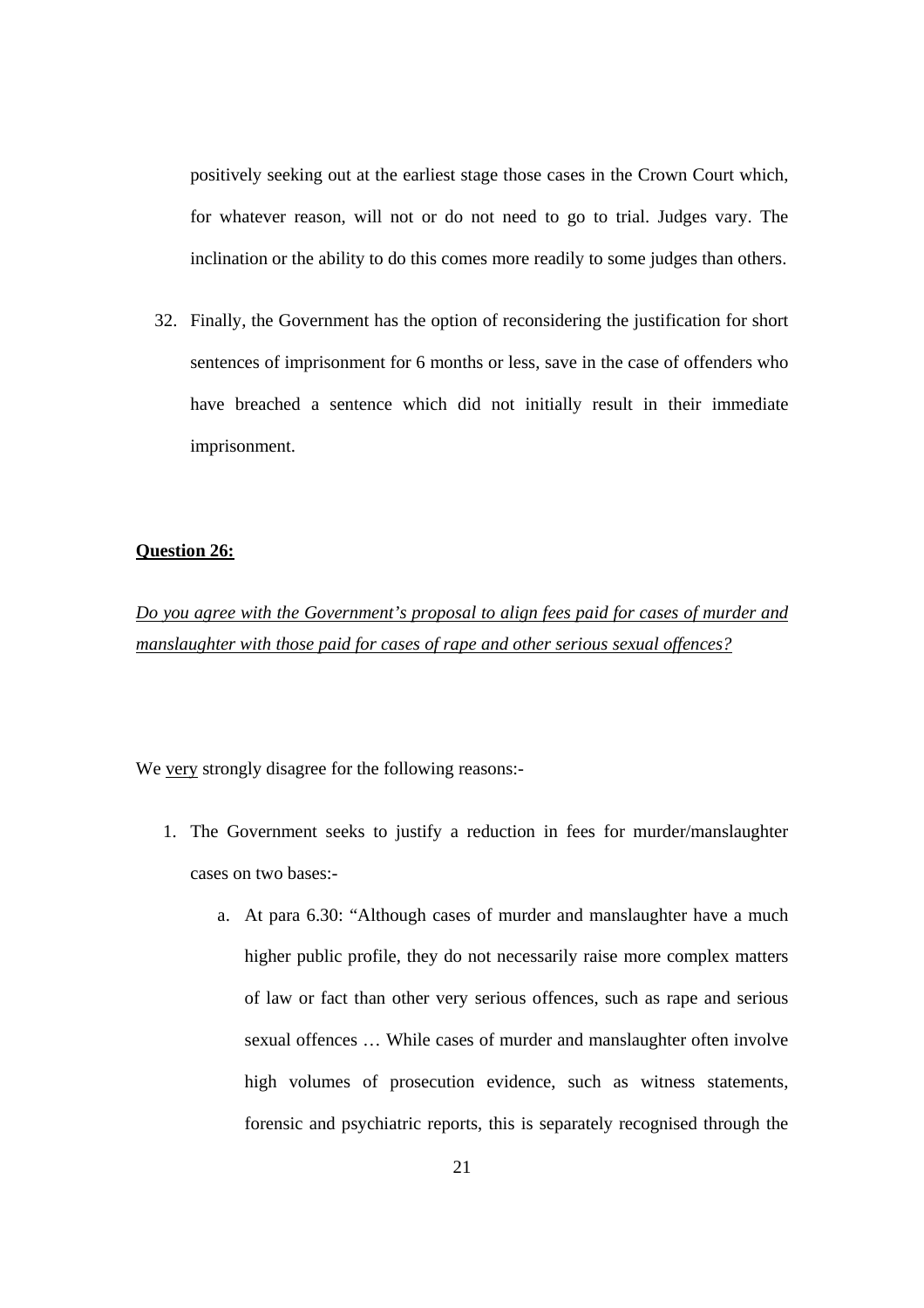positively seeking out at the earliest stage those cases in the Crown Court which, for whatever reason, will not or do not need to go to trial. Judges vary. The inclination or the ability to do this comes more readily to some judges than others.

32. Finally, the Government has the option of reconsidering the justification for short sentences of imprisonment for 6 months or less, save in the case of offenders who have breached a sentence which did not initially result in their immediate imprisonment.

**Question 26:**

*Do you agree with the Government's proposal to align fees paid for cases of murder and manslaughter with those paid for cases of rape and other serious sexual offences?*

We very strongly disagree for the following reasons:-

1. The Government seeks to justify a reduction in fees for murder/manslaughter cases on two bases:-
    a. At para 6.30: "Although cases of murder and manslaughter have a much higher public profile, they do not necessarily raise more complex matters of law or fact than other very serious offences, such as rape and serious sexual offences … While cases of murder and manslaughter often involve high volumes of prosecution evidence, such as witness statements, forensic and psychiatric reports, this is separately recognised through the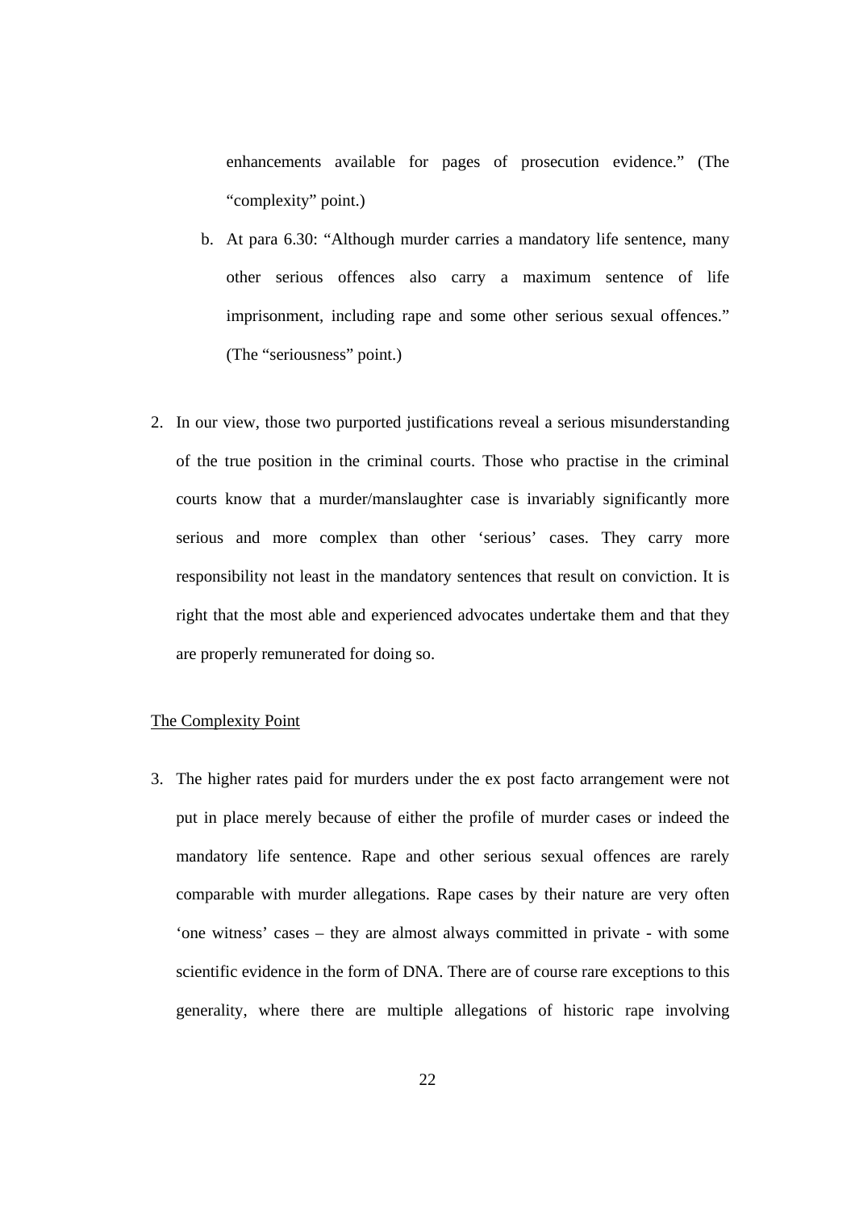enhancements available for pages of prosecution evidence." (The "complexity" point.)

b. At para 6.30: "Although murder carries a mandatory life sentence, many other serious offences also carry a maximum sentence of life imprisonment, including rape and some other serious sexual offences." (The "seriousness" point.)

2. In our view, those two purported justifications reveal a serious misunderstanding of the true position in the criminal courts. Those who practise in the criminal courts know that a murder/manslaughter case is invariably significantly more serious and more complex than other 'serious' cases. They carry more responsibility not least in the mandatory sentences that result on conviction. It is right that the most able and experienced advocates undertake them and that they are properly remunerated for doing so.

<u>The Complexity Point</u>

3. The higher rates paid for murders under the ex post facto arrangement were not put in place merely because of either the profile of murder cases or indeed the mandatory life sentence. Rape and other serious sexual offences are rarely comparable with murder allegations. Rape cases by their nature are very often 'one witness' cases – they are almost always committed in private - with some scientific evidence in the form of DNA. There are of course rare exceptions to this generality, where there are multiple allegations of historic rape involving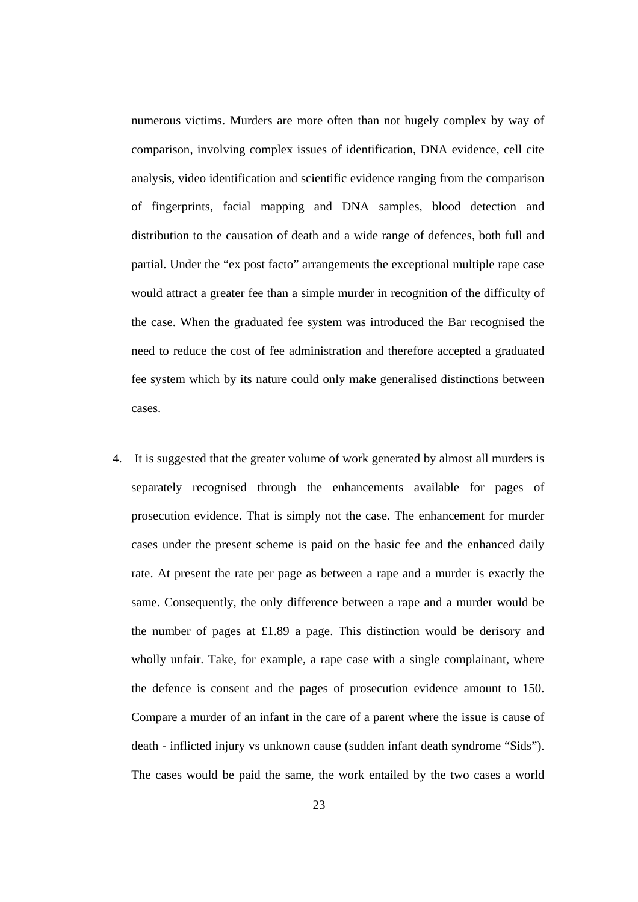numerous victims. Murders are more often than not hugely complex by way of comparison, involving complex issues of identification, DNA evidence, cell cite analysis, video identification and scientific evidence ranging from the comparison of fingerprints, facial mapping and DNA samples, blood detection and distribution to the causation of death and a wide range of defences, both full and partial. Under the "ex post facto" arrangements the exceptional multiple rape case would attract a greater fee than a simple murder in recognition of the difficulty of the case. When the graduated fee system was introduced the Bar recognised the need to reduce the cost of fee administration and therefore accepted a graduated fee system which by its nature could only make generalised distinctions between cases.

4. It is suggested that the greater volume of work generated by almost all murders is separately recognised through the enhancements available for pages of prosecution evidence. That is simply not the case. The enhancement for murder cases under the present scheme is paid on the basic fee and the enhanced daily rate. At present the rate per page as between a rape and a murder is exactly the same. Consequently, the only difference between a rape and a murder would be the number of pages at £1.89 a page. This distinction would be derisory and wholly unfair. Take, for example, a rape case with a single complainant, where the defence is consent and the pages of prosecution evidence amount to 150. Compare a murder of an infant in the care of a parent where the issue is cause of death - inflicted injury vs unknown cause (sudden infant death syndrome "Sids"). The cases would be paid the same, the work entailed by the two cases a world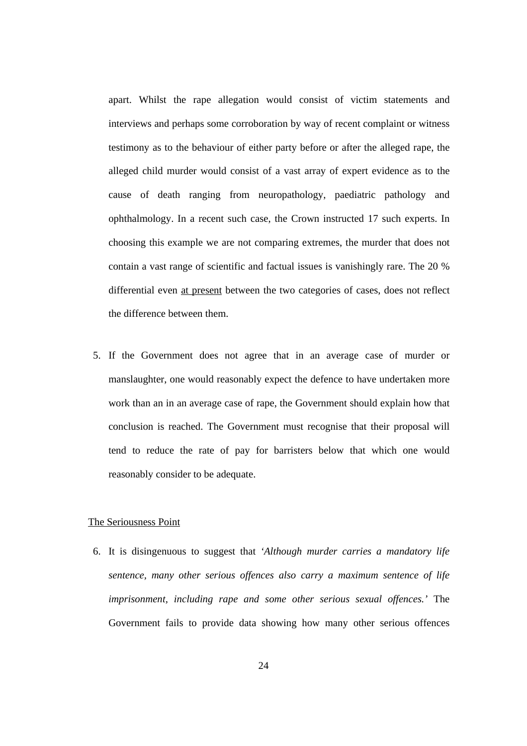apart. Whilst the rape allegation would consist of victim statements and interviews and perhaps some corroboration by way of recent complaint or witness testimony as to the behaviour of either party before or after the alleged rape, the alleged child murder would consist of a vast array of expert evidence as to the cause of death ranging from neuropathology, paediatric pathology and ophthalmology. In a recent such case, the Crown instructed 17 such experts. In choosing this example we are not comparing extremes, the murder that does not contain a vast range of scientific and factual issues is vanishingly rare. The 20 % differential even <u>at present</u> between the two categories of cases, does not reflect the difference between them.

5. If the Government does not agree that in an average case of murder or manslaughter, one would reasonably expect the defence to have undertaken more work than an in an average case of rape, the Government should explain how that conclusion is reached. The Government must recognise that their proposal will tend to reduce the rate of pay for barristers below that which one would reasonably consider to be adequate.

<u>The Seriousness Point</u>

6. It is disingenuous to suggest that *'Although murder carries a mandatory life sentence, many other serious offences also carry a maximum sentence of life imprisonment, including rape and some other serious sexual offences.'* The Government fails to provide data showing how many other serious offences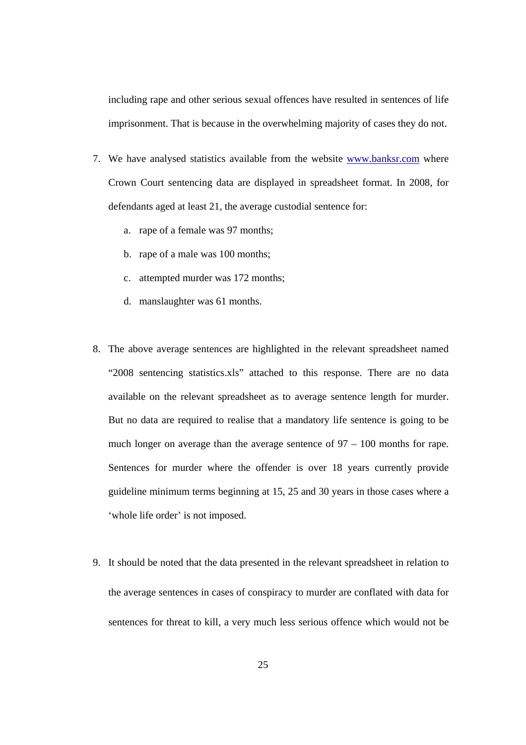including rape and other serious sexual offences have resulted in sentences of life imprisonment. That is because in the overwhelming majority of cases they do not.

7. We have analysed statistics available from the website www.banksr.com where Crown Court sentencing data are displayed in spreadsheet format. In 2008, for defendants aged at least 21, the average custodial sentence for:

   a. rape of a female was 97 months;

   b. rape of a male was 100 months;

   c. attempted murder was 172 months;

   d. manslaughter was 61 months.

8. The above average sentences are highlighted in the relevant spreadsheet named "2008 sentencing statistics.xls" attached to this response. There are no data available on the relevant spreadsheet as to average sentence length for murder. But no data are required to realise that a mandatory life sentence is going to be much longer on average than the average sentence of 97 – 100 months for rape. Sentences for murder where the offender is over 18 years currently provide guideline minimum terms beginning at 15, 25 and 30 years in those cases where a 'whole life order' is not imposed.

9. It should be noted that the data presented in the relevant spreadsheet in relation to the average sentences in cases of conspiracy to murder are conflated with data for sentences for threat to kill, a very much less serious offence which would not be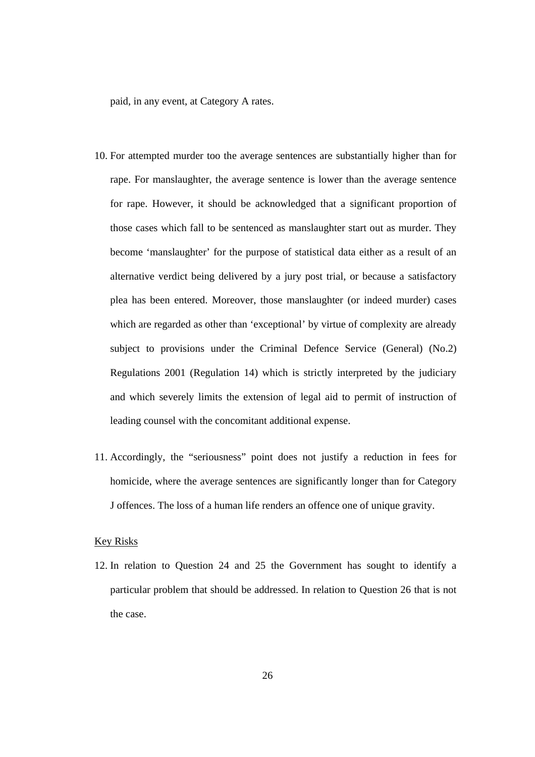paid, in any event, at Category A rates.

10. For attempted murder too the average sentences are substantially higher than for rape. For manslaughter, the average sentence is lower than the average sentence for rape. However, it should be acknowledged that a significant proportion of those cases which fall to be sentenced as manslaughter start out as murder. They become 'manslaughter' for the purpose of statistical data either as a result of an alternative verdict being delivered by a jury post trial, or because a satisfactory plea has been entered. Moreover, those manslaughter (or indeed murder) cases which are regarded as other than 'exceptional' by virtue of complexity are already subject to provisions under the Criminal Defence Service (General) (No.2) Regulations 2001 (Regulation 14) which is strictly interpreted by the judiciary and which severely limits the extension of legal aid to permit of instruction of leading counsel with the concomitant additional expense.

11. Accordingly, the "seriousness" point does not justify a reduction in fees for homicide, where the average sentences are significantly longer than for Category J offences. The loss of a human life renders an offence one of unique gravity.

<u>Key Risks</u>

12. In relation to Question 24 and 25 the Government has sought to identify a particular problem that should be addressed. In relation to Question 26 that is not the case.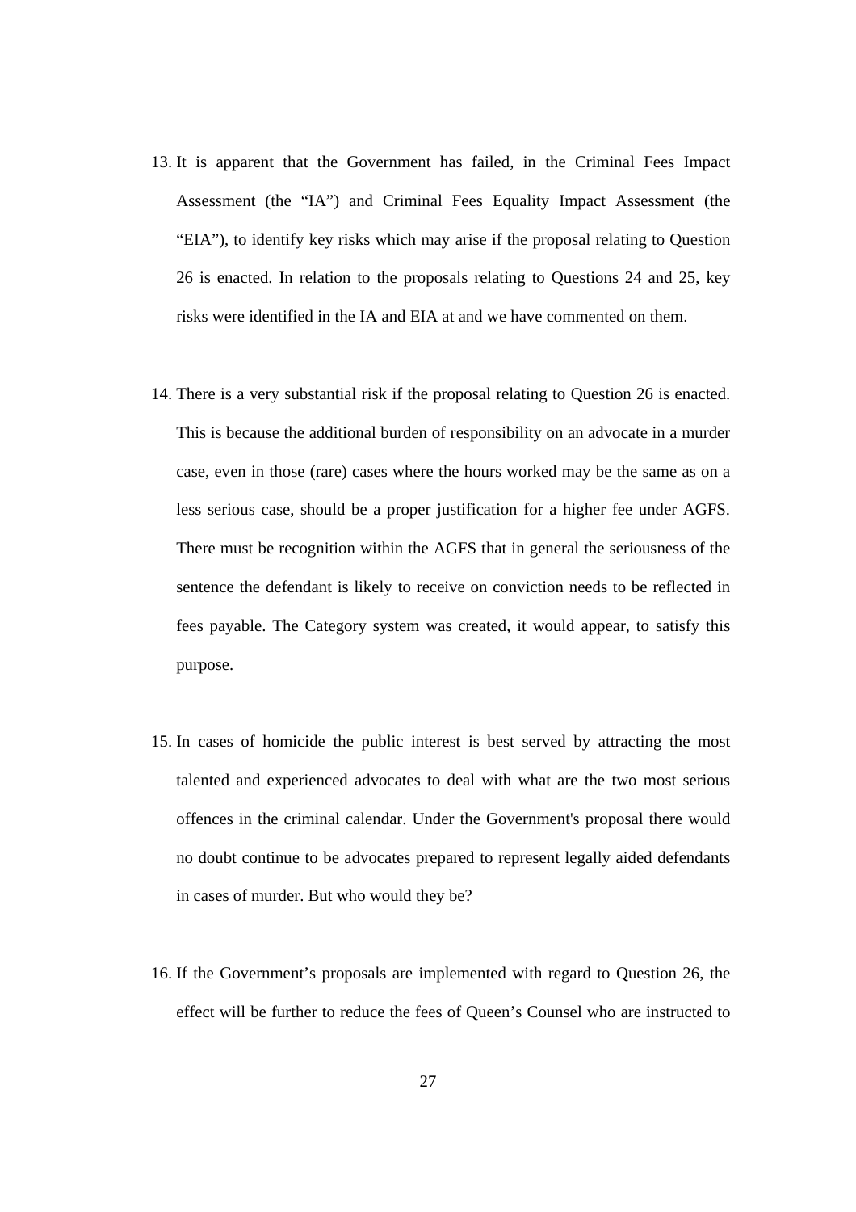13. It is apparent that the Government has failed, in the Criminal Fees Impact Assessment (the "IA") and Criminal Fees Equality Impact Assessment (the "EIA"), to identify key risks which may arise if the proposal relating to Question 26 is enacted. In relation to the proposals relating to Questions 24 and 25, key risks were identified in the IA and EIA at and we have commented on them.

14. There is a very substantial risk if the proposal relating to Question 26 is enacted. This is because the additional burden of responsibility on an advocate in a murder case, even in those (rare) cases where the hours worked may be the same as on a less serious case, should be a proper justification for a higher fee under AGFS. There must be recognition within the AGFS that in general the seriousness of the sentence the defendant is likely to receive on conviction needs to be reflected in fees payable. The Category system was created, it would appear, to satisfy this purpose.

15. In cases of homicide the public interest is best served by attracting the most talented and experienced advocates to deal with what are the two most serious offences in the criminal calendar. Under the Government's proposal there would no doubt continue to be advocates prepared to represent legally aided defendants in cases of murder. But who would they be?

16. If the Government's proposals are implemented with regard to Question 26, the effect will be further to reduce the fees of Queen's Counsel who are instructed to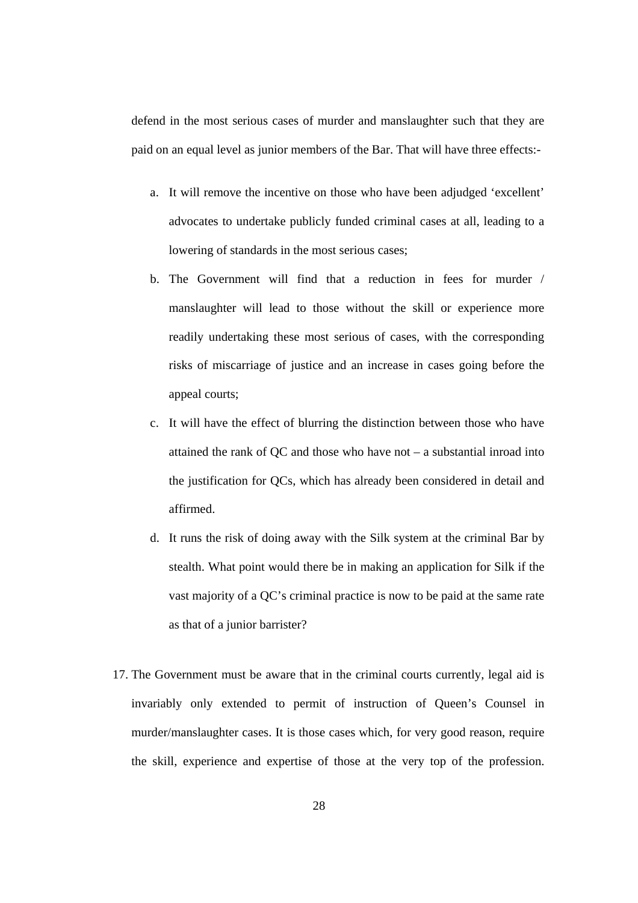defend in the most serious cases of murder and manslaughter such that they are paid on an equal level as junior members of the Bar. That will have three effects:-

a. It will remove the incentive on those who have been adjudged 'excellent' advocates to undertake publicly funded criminal cases at all, leading to a lowering of standards in the most serious cases;

b. The Government will find that a reduction in fees for murder / manslaughter will lead to those without the skill or experience more readily undertaking these most serious of cases, with the corresponding risks of miscarriage of justice and an increase in cases going before the appeal courts;

c. It will have the effect of blurring the distinction between those who have attained the rank of QC and those who have not – a substantial inroad into the justification for QCs, which has already been considered in detail and affirmed.

d. It runs the risk of doing away with the Silk system at the criminal Bar by stealth. What point would there be in making an application for Silk if the vast majority of a QC's criminal practice is now to be paid at the same rate as that of a junior barrister?

17. The Government must be aware that in the criminal courts currently, legal aid is invariably only extended to permit of instruction of Queen's Counsel in murder/manslaughter cases. It is those cases which, for very good reason, require the skill, experience and expertise of those at the very top of the profession.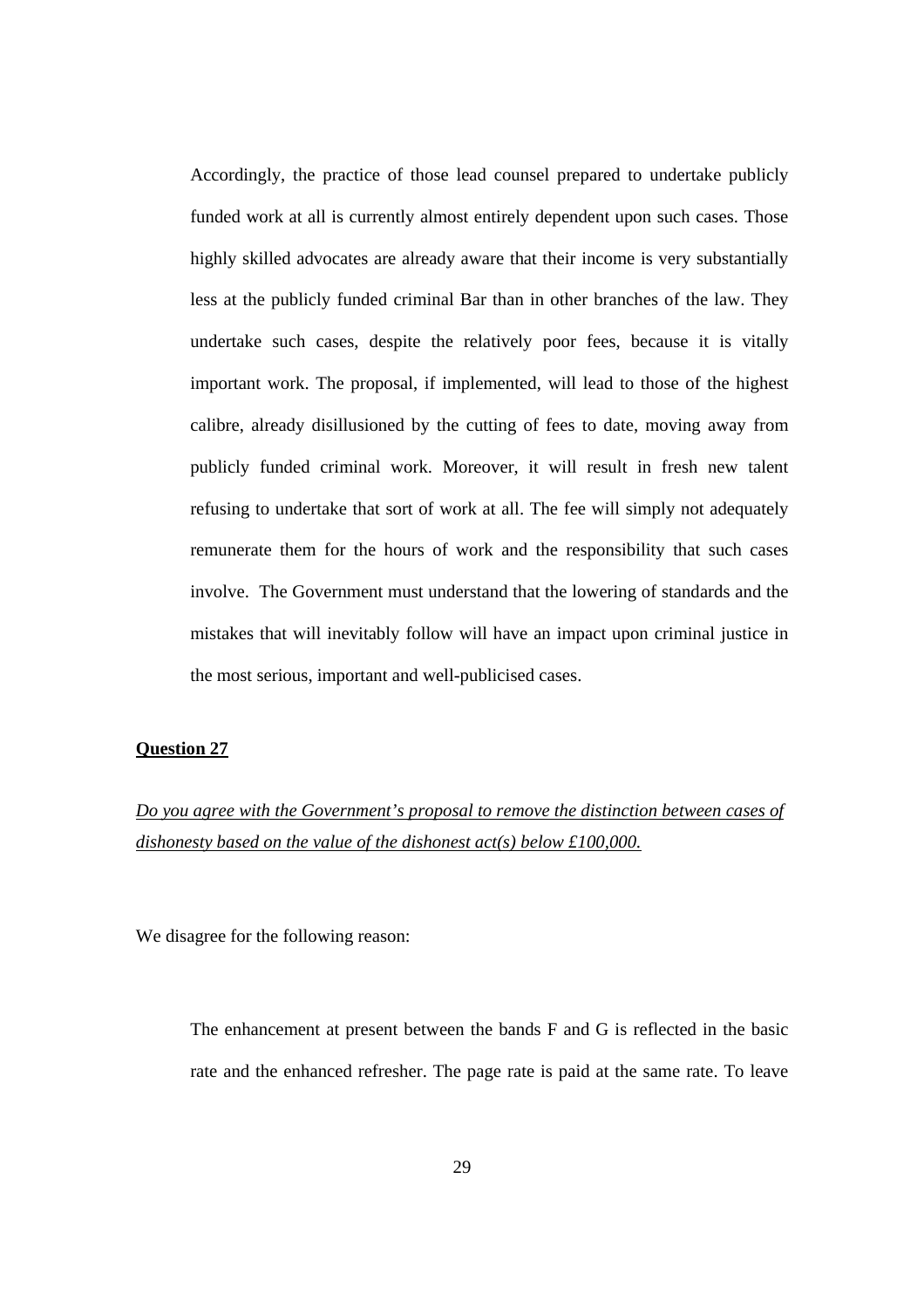Accordingly, the practice of those lead counsel prepared to undertake publicly funded work at all is currently almost entirely dependent upon such cases. Those highly skilled advocates are already aware that their income is very substantially less at the publicly funded criminal Bar than in other branches of the law. They undertake such cases, despite the relatively poor fees, because it is vitally important work. The proposal, if implemented, will lead to those of the highest calibre, already disillusioned by the cutting of fees to date, moving away from publicly funded criminal work. Moreover, it will result in fresh new talent refusing to undertake that sort of work at all. The fee will simply not adequately remunerate them for the hours of work and the responsibility that such cases involve. The Government must understand that the lowering of standards and the mistakes that will inevitably follow will have an impact upon criminal justice in the most serious, important and well-publicised cases.

**Question 27**

*Do you agree with the Government's proposal to remove the distinction between cases of dishonesty based on the value of the dishonest act(s) below £100,000.*

We disagree for the following reason:

The enhancement at present between the bands F and G is reflected in the basic rate and the enhanced refresher. The page rate is paid at the same rate. To leave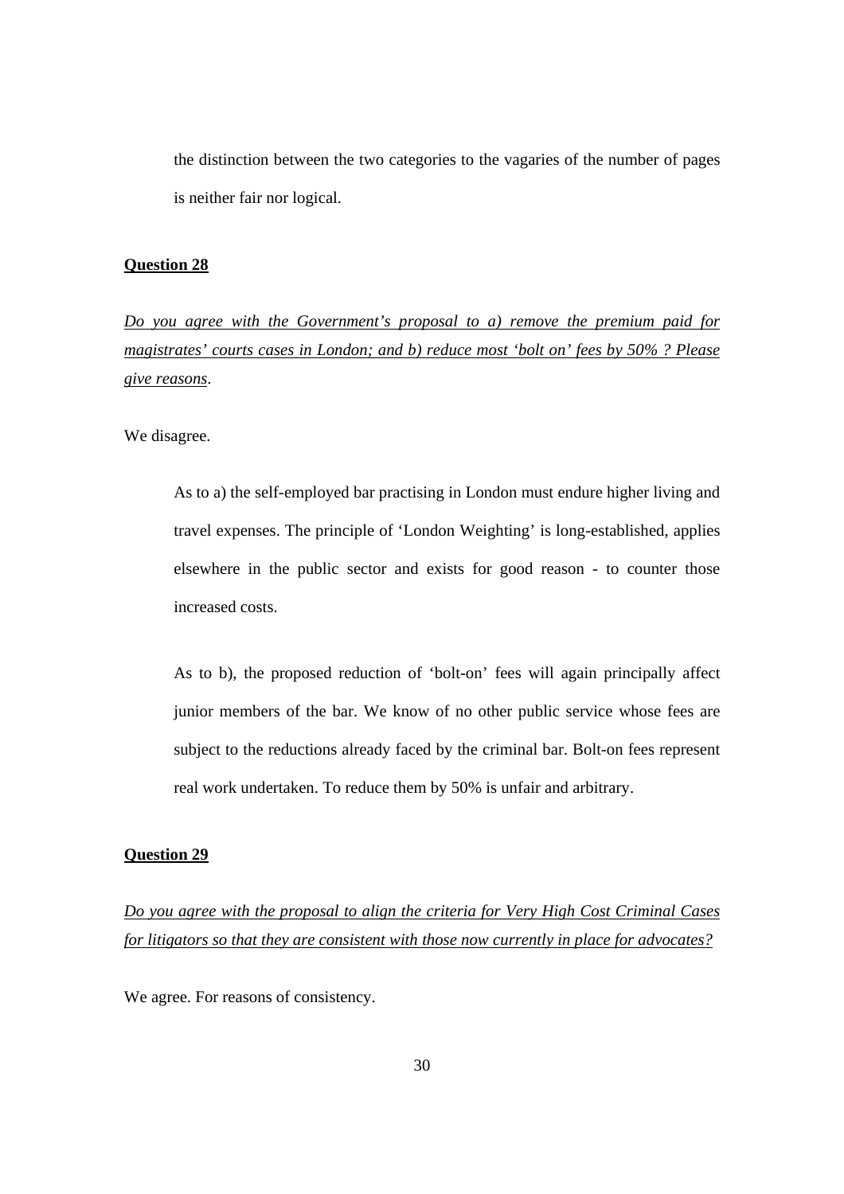the distinction between the two categories to the vagaries of the number of pages is neither fair nor logical.

**Question 28**

*Do you agree with the Government's proposal to a) remove the premium paid for magistrates' courts cases in London; and b) reduce most 'bolt on' fees by 50% ? Please give reasons.*

We disagree.

As to a) the self-employed bar practising in London must endure higher living and travel expenses. The principle of 'London Weighting' is long-established, applies elsewhere in the public sector and exists for good reason - to counter those increased costs.

As to b), the proposed reduction of 'bolt-on' fees will again principally affect junior members of the bar. We know of no other public service whose fees are subject to the reductions already faced by the criminal bar. Bolt-on fees represent real work undertaken. To reduce them by 50% is unfair and arbitrary.

**Question 29**

*Do you agree with the proposal to align the criteria for Very High Cost Criminal Cases for litigators so that they are consistent with those now currently in place for advocates?*

We agree. For reasons of consistency.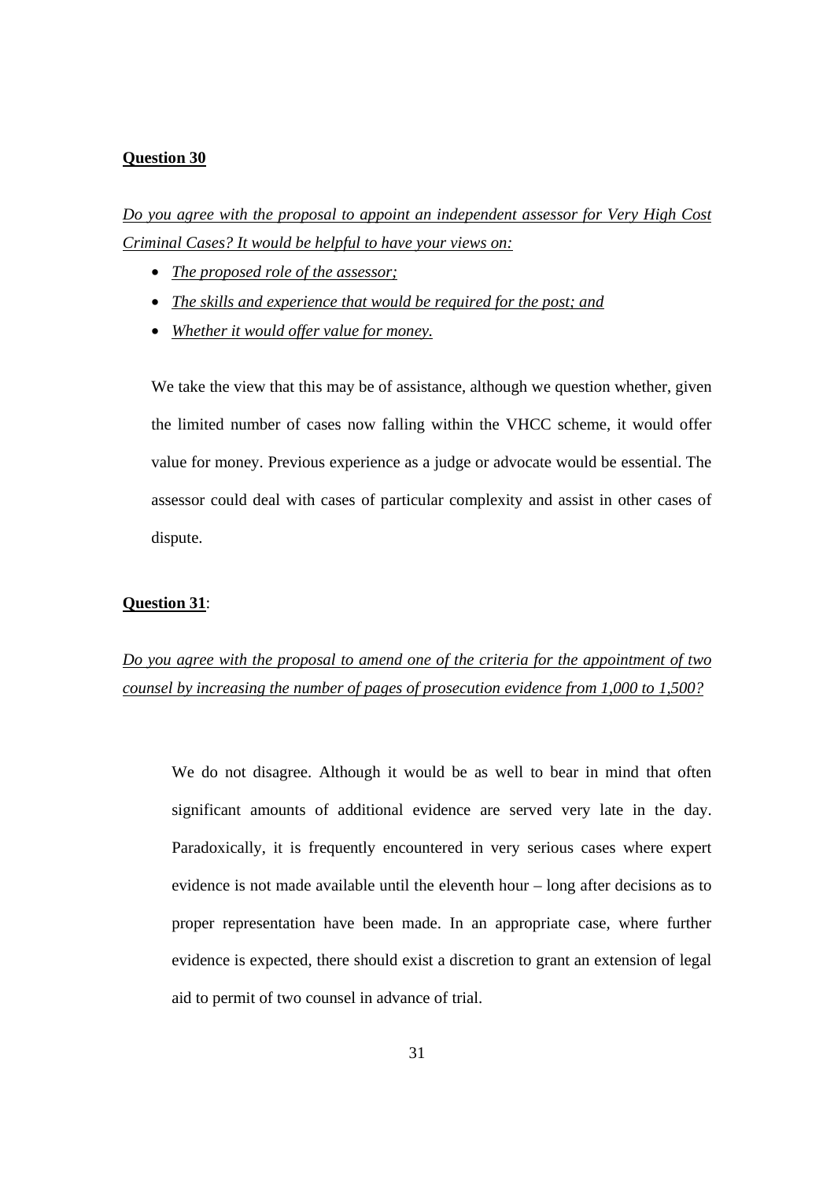**Question 30**

*Do you agree with the proposal to appoint an independent assessor for Very High Cost Criminal Cases? It would be helpful to have your views on:*

- *The proposed role of the assessor;*
- *The skills and experience that would be required for the post; and*
- *Whether it would offer value for money.*

We take the view that this may be of assistance, although we question whether, given the limited number of cases now falling within the VHCC scheme, it would offer value for money. Previous experience as a judge or advocate would be essential. The assessor could deal with cases of particular complexity and assist in other cases of dispute.

**Question 31**:

*Do you agree with the proposal to amend one of the criteria for the appointment of two counsel by increasing the number of pages of prosecution evidence from 1,000 to 1,500?*

We do not disagree. Although it would be as well to bear in mind that often significant amounts of additional evidence are served very late in the day. Paradoxically, it is frequently encountered in very serious cases where expert evidence is not made available until the eleventh hour – long after decisions as to proper representation have been made. In an appropriate case, where further evidence is expected, there should exist a discretion to grant an extension of legal aid to permit of two counsel in advance of trial.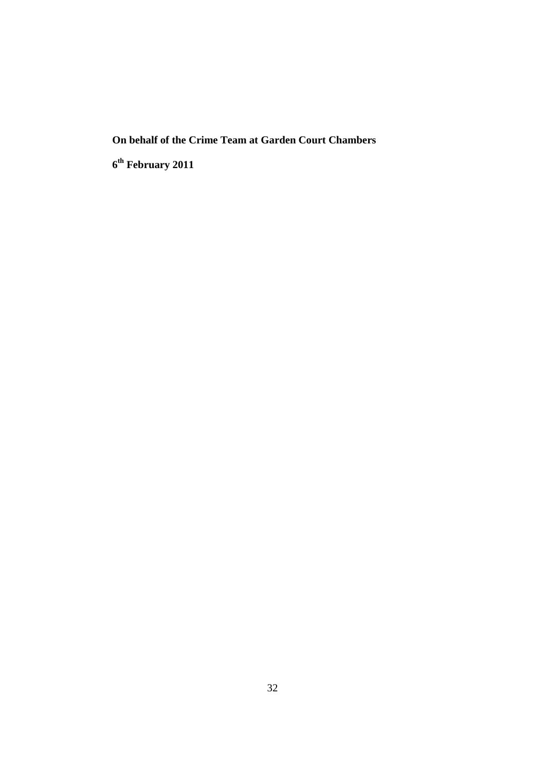**On behalf of the Crime Team at Garden Court Chambers**

**6th February 2011**